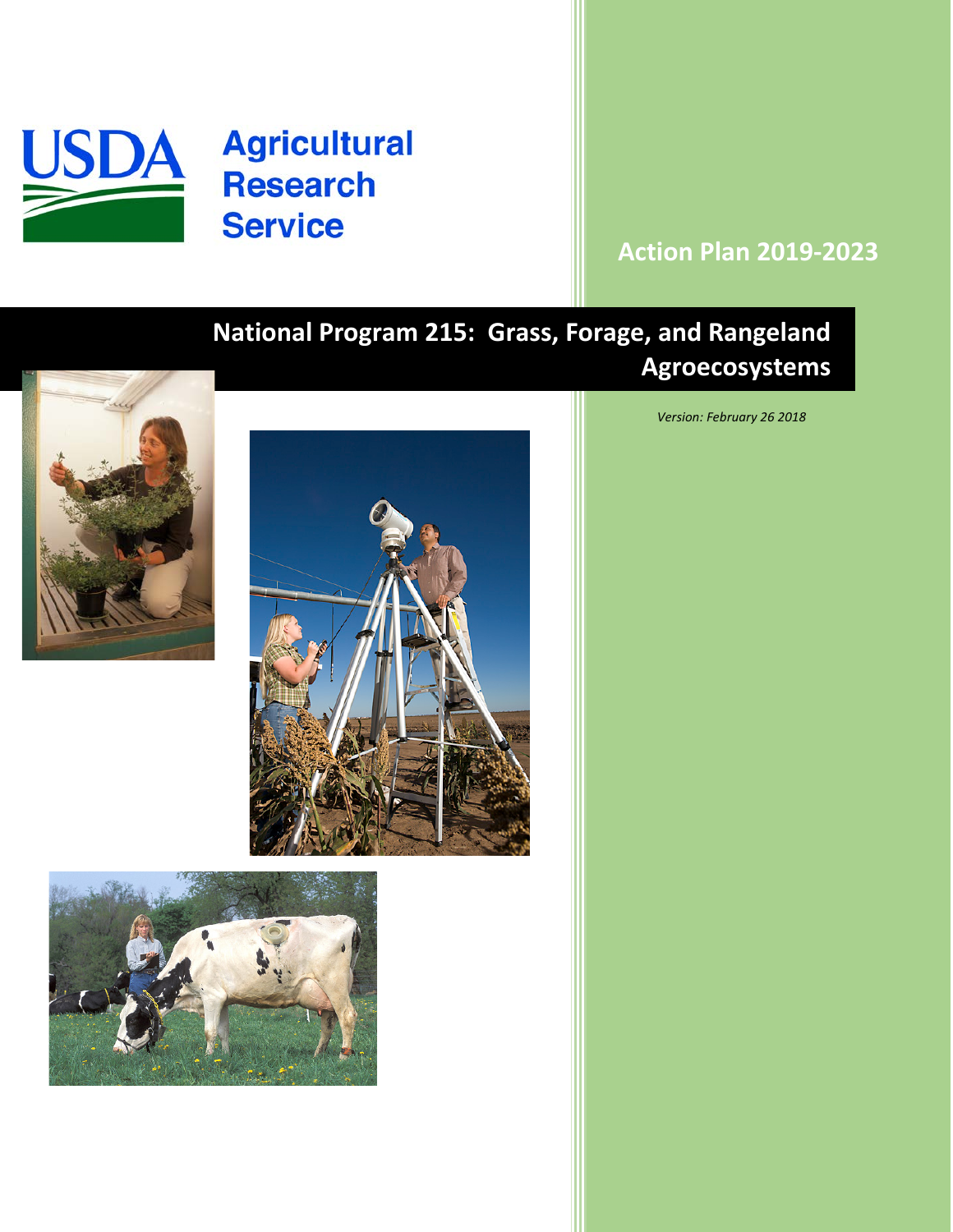USDA Agricultural Research Service

# Action Plan 2019-2023

# National Program 215: Grass, Forage, and Rangeland Agroecosystems

*Version: February 26 2018*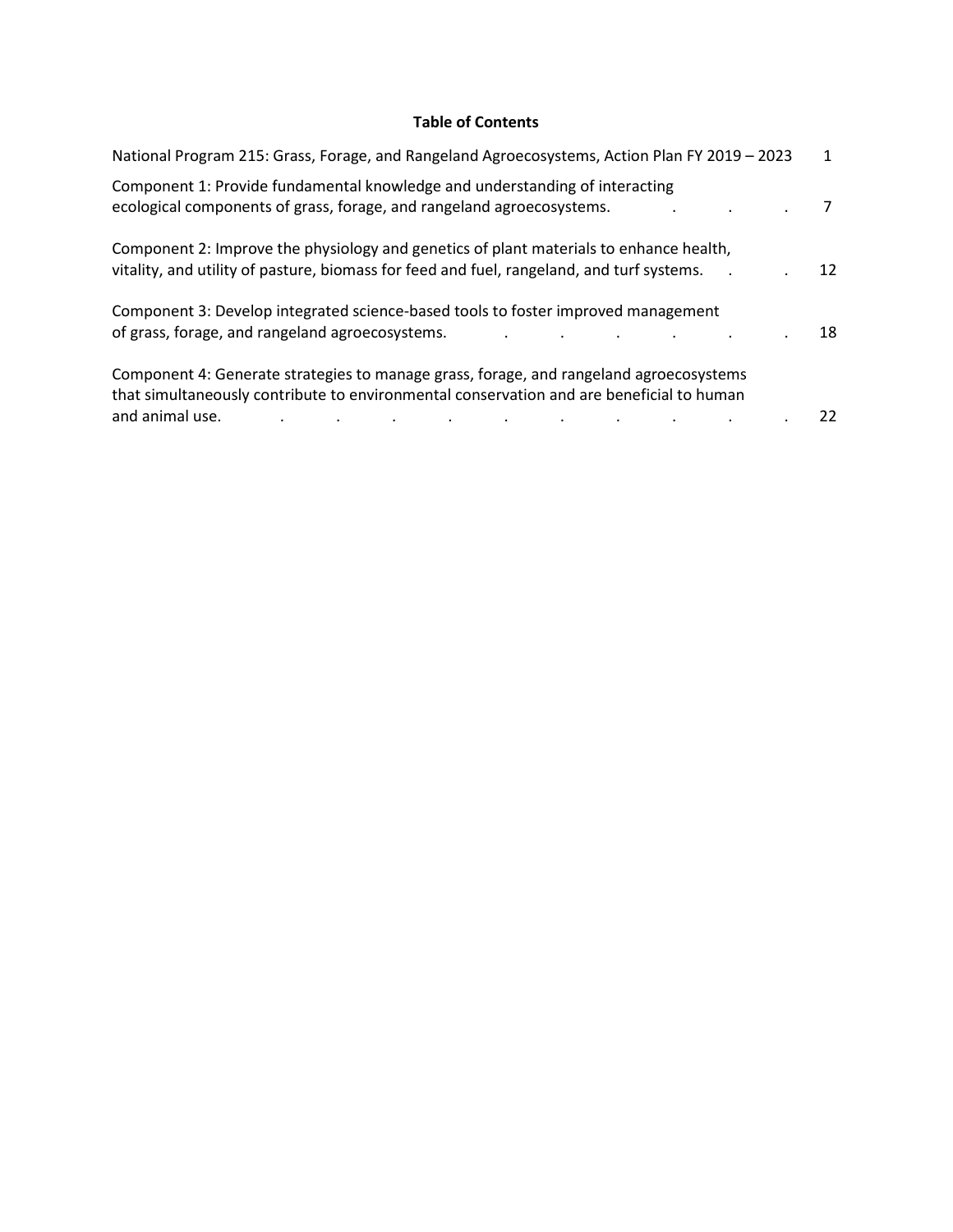**Table of Contents**

| | |
|---|---|
| National Program 215: Grass, Forage, and Rangeland Agroecosystems, Action Plan FY 2019 – 2023 | 1 |
| Component 1: Provide fundamental knowledge and understanding of interacting ecological components of grass, forage, and rangeland agroecosystems. | 7 |
| Component 2: Improve the physiology and genetics of plant materials to enhance health, vitality, and utility of pasture, biomass for feed and fuel, rangeland, and turf systems. | 12 |
| Component 3: Develop integrated science-based tools to foster improved management of grass, forage, and rangeland agroecosystems. | 18 |
| Component 4: Generate strategies to manage grass, forage, and rangeland agroecosystems that simultaneously contribute to environmental conservation and are beneficial to human and animal use. | 22 |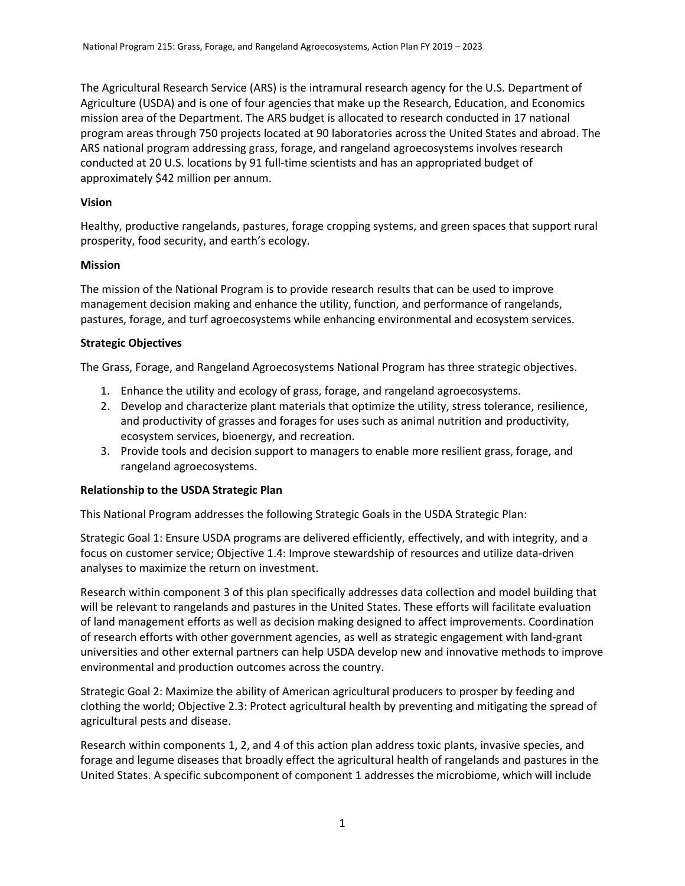The Agricultural Research Service (ARS) is the intramural research agency for the U.S. Department of Agriculture (USDA) and is one of four agencies that make up the Research, Education, and Economics mission area of the Department. The ARS budget is allocated to research conducted in 17 national program areas through 750 projects located at 90 laboratories across the United States and abroad. The ARS national program addressing grass, forage, and rangeland agroecosystems involves research conducted at 20 U.S. locations by 91 full-time scientists and has an appropriated budget of approximately $42 million per annum.

**Vision**

Healthy, productive rangelands, pastures, forage cropping systems, and green spaces that support rural prosperity, food security, and earth's ecology.

**Mission**

The mission of the National Program is to provide research results that can be used to improve management decision making and enhance the utility, function, and performance of rangelands, pastures, forage, and turf agroecosystems while enhancing environmental and ecosystem services.

**Strategic Objectives**

The Grass, Forage, and Rangeland Agroecosystems National Program has three strategic objectives.

1. Enhance the utility and ecology of grass, forage, and rangeland agroecosystems.
2. Develop and characterize plant materials that optimize the utility, stress tolerance, resilience, and productivity of grasses and forages for uses such as animal nutrition and productivity, ecosystem services, bioenergy, and recreation.
3. Provide tools and decision support to managers to enable more resilient grass, forage, and rangeland agroecosystems.

**Relationship to the USDA Strategic Plan**

This National Program addresses the following Strategic Goals in the USDA Strategic Plan:

Strategic Goal 1: Ensure USDA programs are delivered efficiently, effectively, and with integrity, and a focus on customer service; Objective 1.4: Improve stewardship of resources and utilize data-driven analyses to maximize the return on investment.

Research within component 3 of this plan specifically addresses data collection and model building that will be relevant to rangelands and pastures in the United States. These efforts will facilitate evaluation of land management efforts as well as decision making designed to affect improvements. Coordination of research efforts with other government agencies, as well as strategic engagement with land-grant universities and other external partners can help USDA develop new and innovative methods to improve environmental and production outcomes across the country.

Strategic Goal 2: Maximize the ability of American agricultural producers to prosper by feeding and clothing the world; Objective 2.3: Protect agricultural health by preventing and mitigating the spread of agricultural pests and disease.

Research within components 1, 2, and 4 of this action plan address toxic plants, invasive species, and forage and legume diseases that broadly effect the agricultural health of rangelands and pastures in the United States. A specific subcomponent of component 1 addresses the microbiome, which will include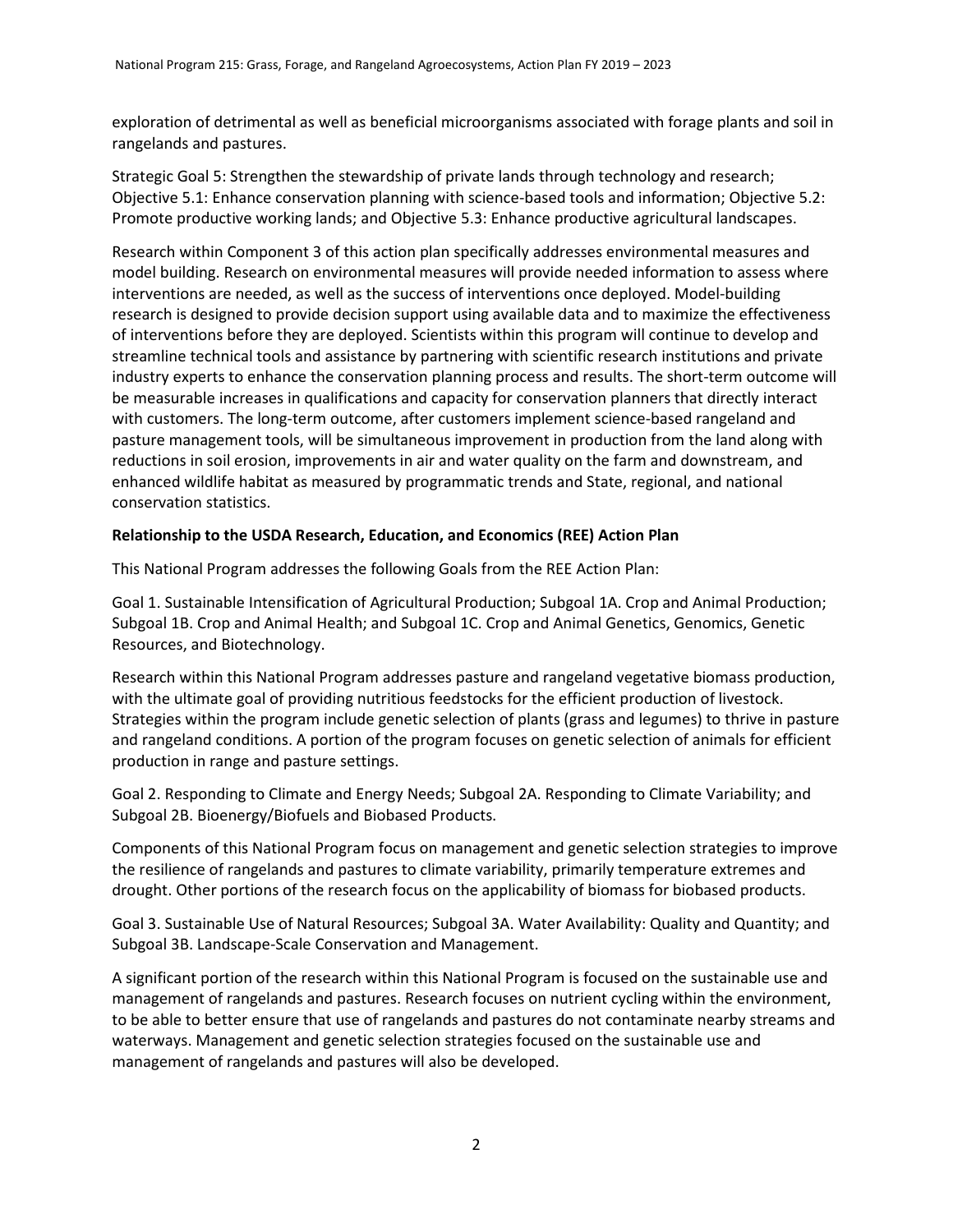exploration of detrimental as well as beneficial microorganisms associated with forage plants and soil in rangelands and pastures.

Strategic Goal 5: Strengthen the stewardship of private lands through technology and research; Objective 5.1: Enhance conservation planning with science-based tools and information; Objective 5.2: Promote productive working lands; and Objective 5.3: Enhance productive agricultural landscapes.

Research within Component 3 of this action plan specifically addresses environmental measures and model building. Research on environmental measures will provide needed information to assess where interventions are needed, as well as the success of interventions once deployed. Model-building research is designed to provide decision support using available data and to maximize the effectiveness of interventions before they are deployed. Scientists within this program will continue to develop and streamline technical tools and assistance by partnering with scientific research institutions and private industry experts to enhance the conservation planning process and results. The short-term outcome will be measurable increases in qualifications and capacity for conservation planners that directly interact with customers. The long-term outcome, after customers implement science-based rangeland and pasture management tools, will be simultaneous improvement in production from the land along with reductions in soil erosion, improvements in air and water quality on the farm and downstream, and enhanced wildlife habitat as measured by programmatic trends and State, regional, and national conservation statistics.

**Relationship to the USDA Research, Education, and Economics (REE) Action Plan**

This National Program addresses the following Goals from the REE Action Plan:

Goal 1. Sustainable Intensification of Agricultural Production; Subgoal 1A. Crop and Animal Production; Subgoal 1B. Crop and Animal Health; and Subgoal 1C. Crop and Animal Genetics, Genomics, Genetic Resources, and Biotechnology.

Research within this National Program addresses pasture and rangeland vegetative biomass production, with the ultimate goal of providing nutritious feedstocks for the efficient production of livestock. Strategies within the program include genetic selection of plants (grass and legumes) to thrive in pasture and rangeland conditions. A portion of the program focuses on genetic selection of animals for efficient production in range and pasture settings.

Goal 2. Responding to Climate and Energy Needs; Subgoal 2A. Responding to Climate Variability; and Subgoal 2B. Bioenergy/Biofuels and Biobased Products.

Components of this National Program focus on management and genetic selection strategies to improve the resilience of rangelands and pastures to climate variability, primarily temperature extremes and drought. Other portions of the research focus on the applicability of biomass for biobased products.

Goal 3. Sustainable Use of Natural Resources; Subgoal 3A. Water Availability: Quality and Quantity; and Subgoal 3B. Landscape-Scale Conservation and Management.

A significant portion of the research within this National Program is focused on the sustainable use and management of rangelands and pastures. Research focuses on nutrient cycling within the environment, to be able to better ensure that use of rangelands and pastures do not contaminate nearby streams and waterways. Management and genetic selection strategies focused on the sustainable use and management of rangelands and pastures will also be developed.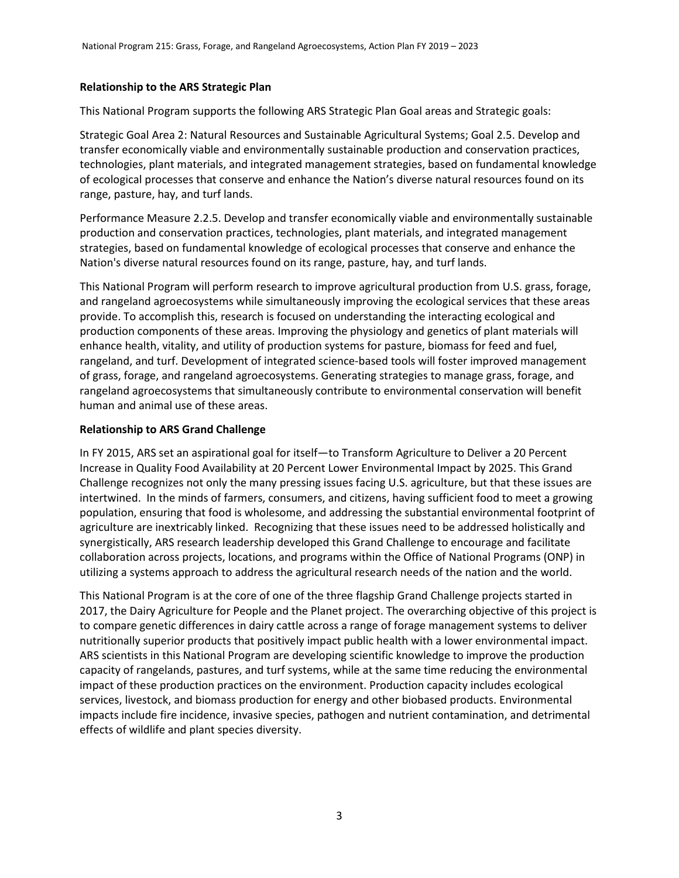**Relationship to the ARS Strategic Plan**

This National Program supports the following ARS Strategic Plan Goal areas and Strategic goals:

Strategic Goal Area 2: Natural Resources and Sustainable Agricultural Systems; Goal 2.5. Develop and transfer economically viable and environmentally sustainable production and conservation practices, technologies, plant materials, and integrated management strategies, based on fundamental knowledge of ecological processes that conserve and enhance the Nation's diverse natural resources found on its range, pasture, hay, and turf lands.

Performance Measure 2.2.5. Develop and transfer economically viable and environmentally sustainable production and conservation practices, technologies, plant materials, and integrated management strategies, based on fundamental knowledge of ecological processes that conserve and enhance the Nation's diverse natural resources found on its range, pasture, hay, and turf lands.

This National Program will perform research to improve agricultural production from U.S. grass, forage, and rangeland agroecosystems while simultaneously improving the ecological services that these areas provide. To accomplish this, research is focused on understanding the interacting ecological and production components of these areas. Improving the physiology and genetics of plant materials will enhance health, vitality, and utility of production systems for pasture, biomass for feed and fuel, rangeland, and turf. Development of integrated science-based tools will foster improved management of grass, forage, and rangeland agroecosystems. Generating strategies to manage grass, forage, and rangeland agroecosystems that simultaneously contribute to environmental conservation will benefit human and animal use of these areas.

**Relationship to ARS Grand Challenge**

In FY 2015, ARS set an aspirational goal for itself—to Transform Agriculture to Deliver a 20 Percent Increase in Quality Food Availability at 20 Percent Lower Environmental Impact by 2025. This Grand Challenge recognizes not only the many pressing issues facing U.S. agriculture, but that these issues are intertwined. In the minds of farmers, consumers, and citizens, having sufficient food to meet a growing population, ensuring that food is wholesome, and addressing the substantial environmental footprint of agriculture are inextricably linked. Recognizing that these issues need to be addressed holistically and synergistically, ARS research leadership developed this Grand Challenge to encourage and facilitate collaboration across projects, locations, and programs within the Office of National Programs (ONP) in utilizing a systems approach to address the agricultural research needs of the nation and the world.

This National Program is at the core of one of the three flagship Grand Challenge projects started in 2017, the Dairy Agriculture for People and the Planet project. The overarching objective of this project is to compare genetic differences in dairy cattle across a range of forage management systems to deliver nutritionally superior products that positively impact public health with a lower environmental impact. ARS scientists in this National Program are developing scientific knowledge to improve the production capacity of rangelands, pastures, and turf systems, while at the same time reducing the environmental impact of these production practices on the environment. Production capacity includes ecological services, livestock, and biomass production for energy and other biobased products. Environmental impacts include fire incidence, invasive species, pathogen and nutrient contamination, and detrimental effects of wildlife and plant species diversity.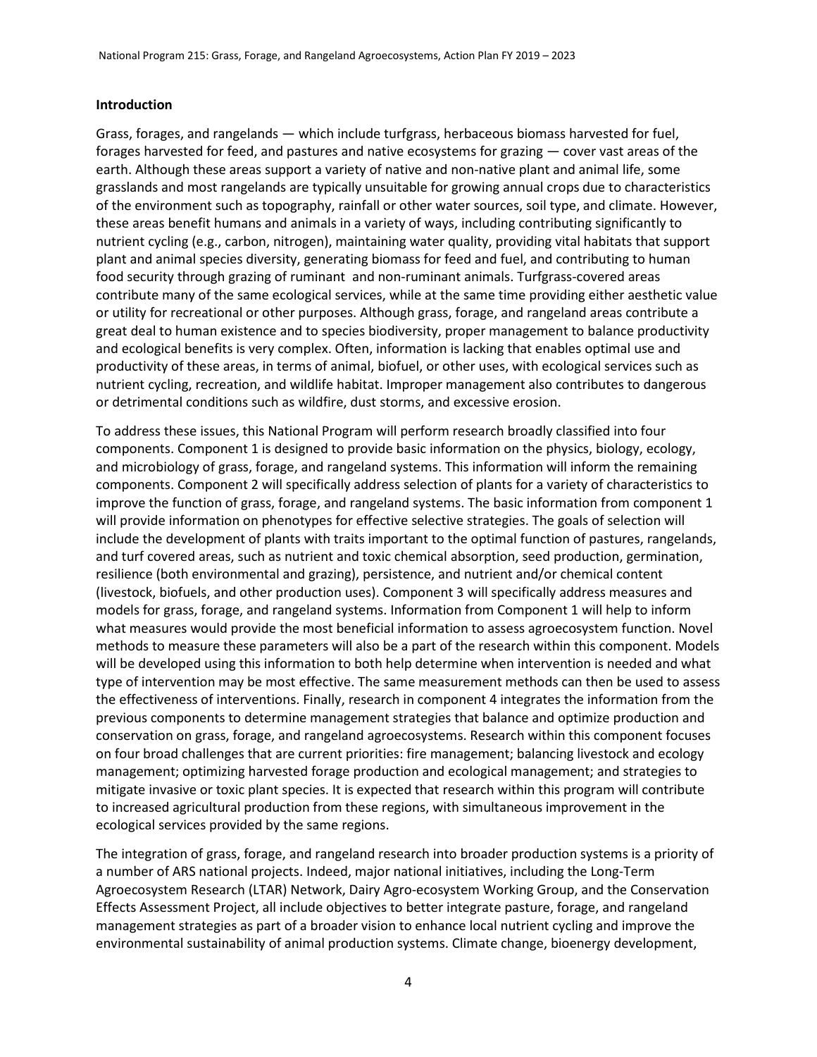**Introduction**

Grass, forages, and rangelands — which include turfgrass, herbaceous biomass harvested for fuel, forages harvested for feed, and pastures and native ecosystems for grazing — cover vast areas of the earth. Although these areas support a variety of native and non-native plant and animal life, some grasslands and most rangelands are typically unsuitable for growing annual crops due to characteristics of the environment such as topography, rainfall or other water sources, soil type, and climate. However, these areas benefit humans and animals in a variety of ways, including contributing significantly to nutrient cycling (e.g., carbon, nitrogen), maintaining water quality, providing vital habitats that support plant and animal species diversity, generating biomass for feed and fuel, and contributing to human food security through grazing of ruminant and non-ruminant animals. Turfgrass-covered areas contribute many of the same ecological services, while at the same time providing either aesthetic value or utility for recreational or other purposes. Although grass, forage, and rangeland areas contribute a great deal to human existence and to species biodiversity, proper management to balance productivity and ecological benefits is very complex. Often, information is lacking that enables optimal use and productivity of these areas, in terms of animal, biofuel, or other uses, with ecological services such as nutrient cycling, recreation, and wildlife habitat. Improper management also contributes to dangerous or detrimental conditions such as wildfire, dust storms, and excessive erosion.

To address these issues, this National Program will perform research broadly classified into four components. Component 1 is designed to provide basic information on the physics, biology, ecology, and microbiology of grass, forage, and rangeland systems. This information will inform the remaining components. Component 2 will specifically address selection of plants for a variety of characteristics to improve the function of grass, forage, and rangeland systems. The basic information from component 1 will provide information on phenotypes for effective selective strategies. The goals of selection will include the development of plants with traits important to the optimal function of pastures, rangelands, and turf covered areas, such as nutrient and toxic chemical absorption, seed production, germination, resilience (both environmental and grazing), persistence, and nutrient and/or chemical content (livestock, biofuels, and other production uses). Component 3 will specifically address measures and models for grass, forage, and rangeland systems. Information from Component 1 will help to inform what measures would provide the most beneficial information to assess agroecosystem function. Novel methods to measure these parameters will also be a part of the research within this component. Models will be developed using this information to both help determine when intervention is needed and what type of intervention may be most effective. The same measurement methods can then be used to assess the effectiveness of interventions. Finally, research in component 4 integrates the information from the previous components to determine management strategies that balance and optimize production and conservation on grass, forage, and rangeland agroecosystems. Research within this component focuses on four broad challenges that are current priorities: fire management; balancing livestock and ecology management; optimizing harvested forage production and ecological management; and strategies to mitigate invasive or toxic plant species. It is expected that research within this program will contribute to increased agricultural production from these regions, with simultaneous improvement in the ecological services provided by the same regions.

The integration of grass, forage, and rangeland research into broader production systems is a priority of a number of ARS national projects. Indeed, major national initiatives, including the Long-Term Agroecosystem Research (LTAR) Network, Dairy Agro-ecosystem Working Group, and the Conservation Effects Assessment Project, all include objectives to better integrate pasture, forage, and rangeland management strategies as part of a broader vision to enhance local nutrient cycling and improve the environmental sustainability of animal production systems. Climate change, bioenergy development,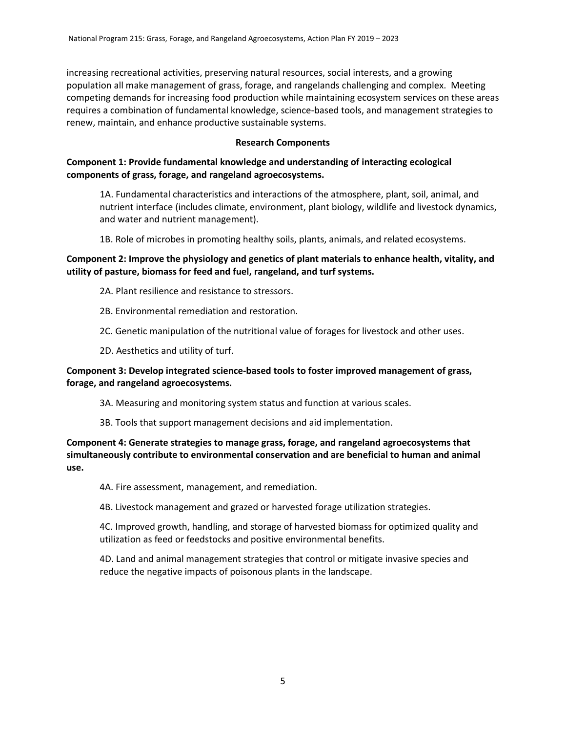increasing recreational activities, preserving natural resources, social interests, and a growing population all make management of grass, forage, and rangelands challenging and complex. Meeting competing demands for increasing food production while maintaining ecosystem services on these areas requires a combination of fundamental knowledge, science-based tools, and management strategies to renew, maintain, and enhance productive sustainable systems.

## Research Components

**Component 1: Provide fundamental knowledge and understanding of interacting ecological components of grass, forage, and rangeland agroecosystems.**

1A. Fundamental characteristics and interactions of the atmosphere, plant, soil, animal, and nutrient interface (includes climate, environment, plant biology, wildlife and livestock dynamics, and water and nutrient management).

1B. Role of microbes in promoting healthy soils, plants, animals, and related ecosystems.

**Component 2: Improve the physiology and genetics of plant materials to enhance health, vitality, and utility of pasture, biomass for feed and fuel, rangeland, and turf systems.**

2A. Plant resilience and resistance to stressors.

2B. Environmental remediation and restoration.

2C. Genetic manipulation of the nutritional value of forages for livestock and other uses.

2D. Aesthetics and utility of turf.

**Component 3: Develop integrated science-based tools to foster improved management of grass, forage, and rangeland agroecosystems.**

3A. Measuring and monitoring system status and function at various scales.

3B. Tools that support management decisions and aid implementation.

**Component 4: Generate strategies to manage grass, forage, and rangeland agroecosystems that simultaneously contribute to environmental conservation and are beneficial to human and animal use.**

4A. Fire assessment, management, and remediation.

4B. Livestock management and grazed or harvested forage utilization strategies.

4C. Improved growth, handling, and storage of harvested biomass for optimized quality and utilization as feed or feedstocks and positive environmental benefits.

4D. Land and animal management strategies that control or mitigate invasive species and reduce the negative impacts of poisonous plants in the landscape.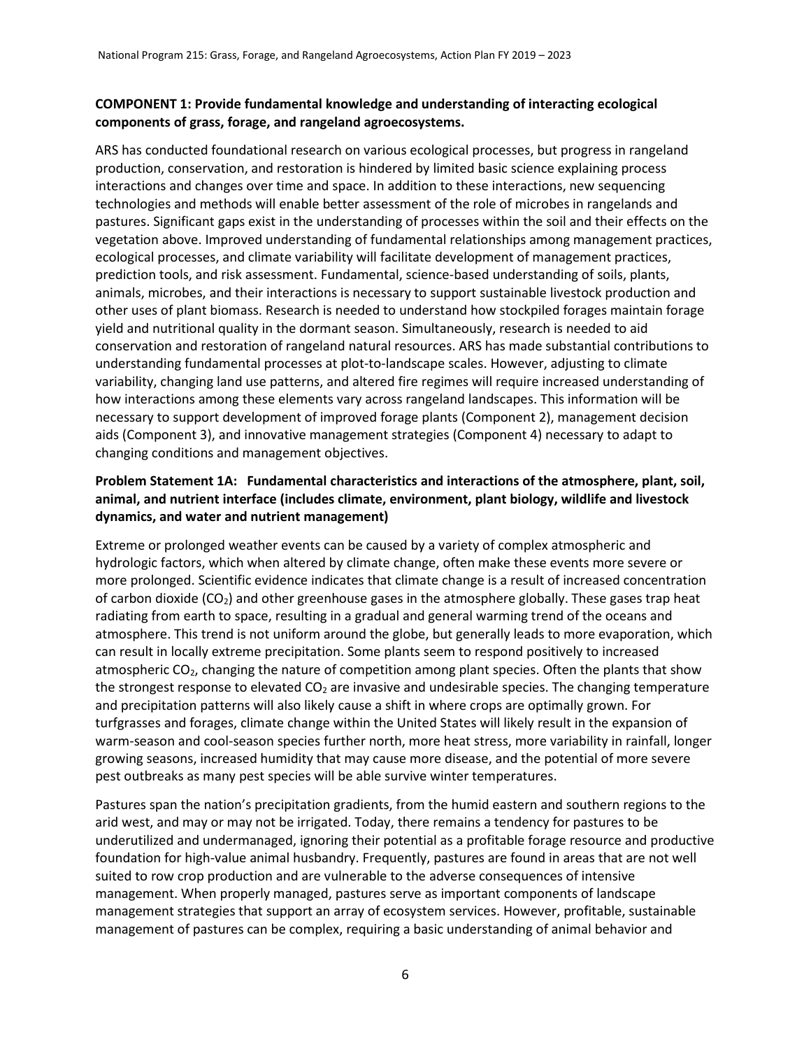**COMPONENT 1: Provide fundamental knowledge and understanding of interacting ecological components of grass, forage, and rangeland agroecosystems.**

ARS has conducted foundational research on various ecological processes, but progress in rangeland production, conservation, and restoration is hindered by limited basic science explaining process interactions and changes over time and space. In addition to these interactions, new sequencing technologies and methods will enable better assessment of the role of microbes in rangelands and pastures. Significant gaps exist in the understanding of processes within the soil and their effects on the vegetation above. Improved understanding of fundamental relationships among management practices, ecological processes, and climate variability will facilitate development of management practices, prediction tools, and risk assessment. Fundamental, science-based understanding of soils, plants, animals, microbes, and their interactions is necessary to support sustainable livestock production and other uses of plant biomass. Research is needed to understand how stockpiled forages maintain forage yield and nutritional quality in the dormant season. Simultaneously, research is needed to aid conservation and restoration of rangeland natural resources. ARS has made substantial contributions to understanding fundamental processes at plot-to-landscape scales. However, adjusting to climate variability, changing land use patterns, and altered fire regimes will require increased understanding of how interactions among these elements vary across rangeland landscapes. This information will be necessary to support development of improved forage plants (Component 2), management decision aids (Component 3), and innovative management strategies (Component 4) necessary to adapt to changing conditions and management objectives.

**Problem Statement 1A: Fundamental characteristics and interactions of the atmosphere, plant, soil, animal, and nutrient interface (includes climate, environment, plant biology, wildlife and livestock dynamics, and water and nutrient management)**

Extreme or prolonged weather events can be caused by a variety of complex atmospheric and hydrologic factors, which when altered by climate change, often make these events more severe or more prolonged. Scientific evidence indicates that climate change is a result of increased concentration of carbon dioxide ($CO_2$) and other greenhouse gases in the atmosphere globally. These gases trap heat radiating from earth to space, resulting in a gradual and general warming trend of the oceans and atmosphere. This trend is not uniform around the globe, but generally leads to more evaporation, which can result in locally extreme precipitation. Some plants seem to respond positively to increased atmospheric $CO_2$, changing the nature of competition among plant species. Often the plants that show the strongest response to elevated $CO_2$ are invasive and undesirable species. The changing temperature and precipitation patterns will also likely cause a shift in where crops are optimally grown. For turfgrasses and forages, climate change within the United States will likely result in the expansion of warm-season and cool-season species further north, more heat stress, more variability in rainfall, longer growing seasons, increased humidity that may cause more disease, and the potential of more severe pest outbreaks as many pest species will be able survive winter temperatures.

Pastures span the nation's precipitation gradients, from the humid eastern and southern regions to the arid west, and may or may not be irrigated. Today, there remains a tendency for pastures to be underutilized and undermanaged, ignoring their potential as a profitable forage resource and productive foundation for high-value animal husbandry. Frequently, pastures are found in areas that are not well suited to row crop production and are vulnerable to the adverse consequences of intensive management. When properly managed, pastures serve as important components of landscape management strategies that support an array of ecosystem services. However, profitable, sustainable management of pastures can be complex, requiring a basic understanding of animal behavior and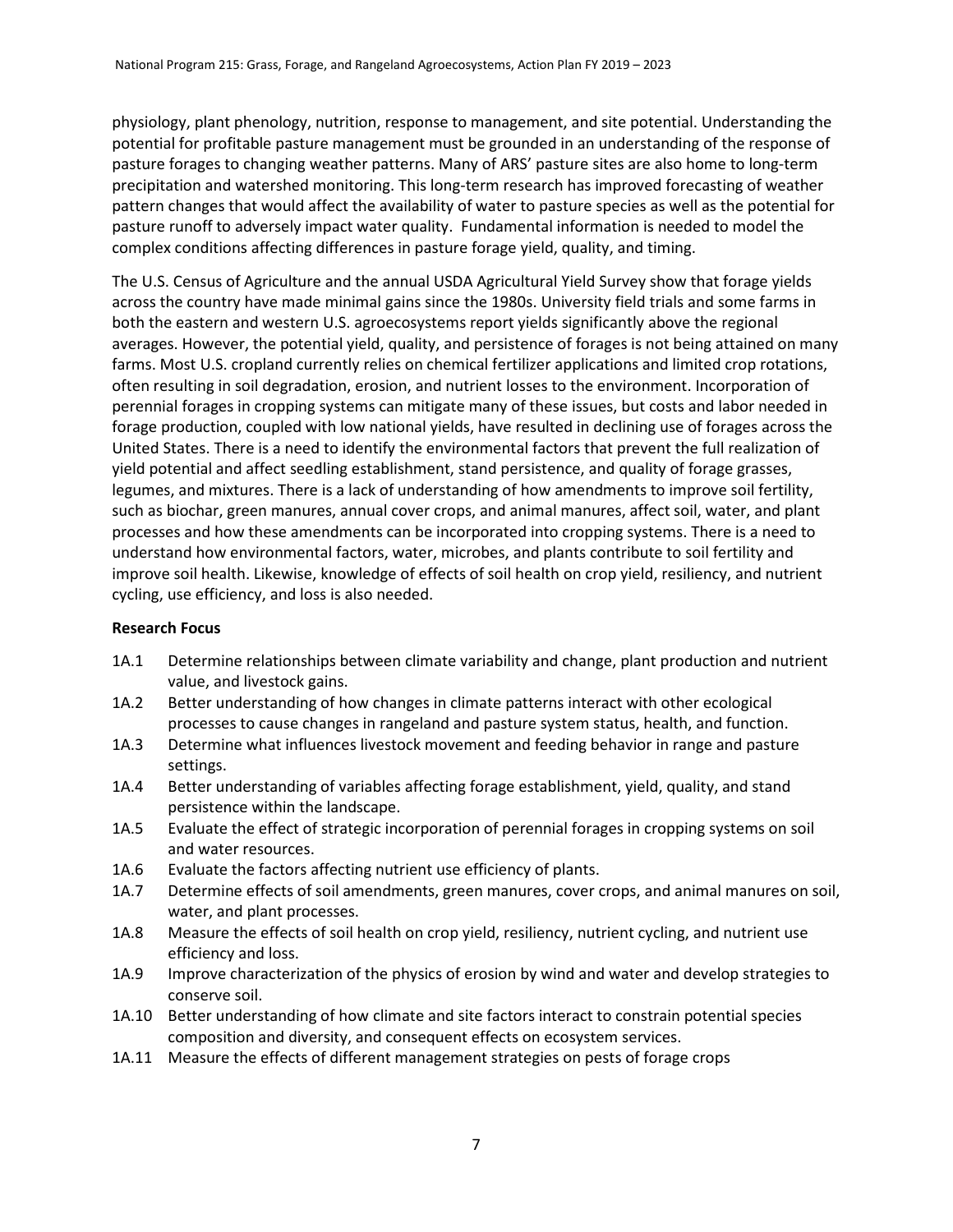physiology, plant phenology, nutrition, response to management, and site potential. Understanding the potential for profitable pasture management must be grounded in an understanding of the response of pasture forages to changing weather patterns. Many of ARS' pasture sites are also home to long-term precipitation and watershed monitoring. This long-term research has improved forecasting of weather pattern changes that would affect the availability of water to pasture species as well as the potential for pasture runoff to adversely impact water quality. Fundamental information is needed to model the complex conditions affecting differences in pasture forage yield, quality, and timing.

The U.S. Census of Agriculture and the annual USDA Agricultural Yield Survey show that forage yields across the country have made minimal gains since the 1980s. University field trials and some farms in both the eastern and western U.S. agroecosystems report yields significantly above the regional averages. However, the potential yield, quality, and persistence of forages is not being attained on many farms. Most U.S. cropland currently relies on chemical fertilizer applications and limited crop rotations, often resulting in soil degradation, erosion, and nutrient losses to the environment. Incorporation of perennial forages in cropping systems can mitigate many of these issues, but costs and labor needed in forage production, coupled with low national yields, have resulted in declining use of forages across the United States. There is a need to identify the environmental factors that prevent the full realization of yield potential and affect seedling establishment, stand persistence, and quality of forage grasses, legumes, and mixtures. There is a lack of understanding of how amendments to improve soil fertility, such as biochar, green manures, annual cover crops, and animal manures, affect soil, water, and plant processes and how these amendments can be incorporated into cropping systems. There is a need to understand how environmental factors, water, microbes, and plants contribute to soil fertility and improve soil health. Likewise, knowledge of effects of soil health on crop yield, resiliency, and nutrient cycling, use efficiency, and loss is also needed.

**Research Focus**

- 1A.1 Determine relationships between climate variability and change, plant production and nutrient value, and livestock gains.
- 1A.2 Better understanding of how changes in climate patterns interact with other ecological processes to cause changes in rangeland and pasture system status, health, and function.
- 1A.3 Determine what influences livestock movement and feeding behavior in range and pasture settings.
- 1A.4 Better understanding of variables affecting forage establishment, yield, quality, and stand persistence within the landscape.
- 1A.5 Evaluate the effect of strategic incorporation of perennial forages in cropping systems on soil and water resources.
- 1A.6 Evaluate the factors affecting nutrient use efficiency of plants.
- 1A.7 Determine effects of soil amendments, green manures, cover crops, and animal manures on soil, water, and plant processes.
- 1A.8 Measure the effects of soil health on crop yield, resiliency, nutrient cycling, and nutrient use efficiency and loss.
- 1A.9 Improve characterization of the physics of erosion by wind and water and develop strategies to conserve soil.
- 1A.10 Better understanding of how climate and site factors interact to constrain potential species composition and diversity, and consequent effects on ecosystem services.
- 1A.11 Measure the effects of different management strategies on pests of forage crops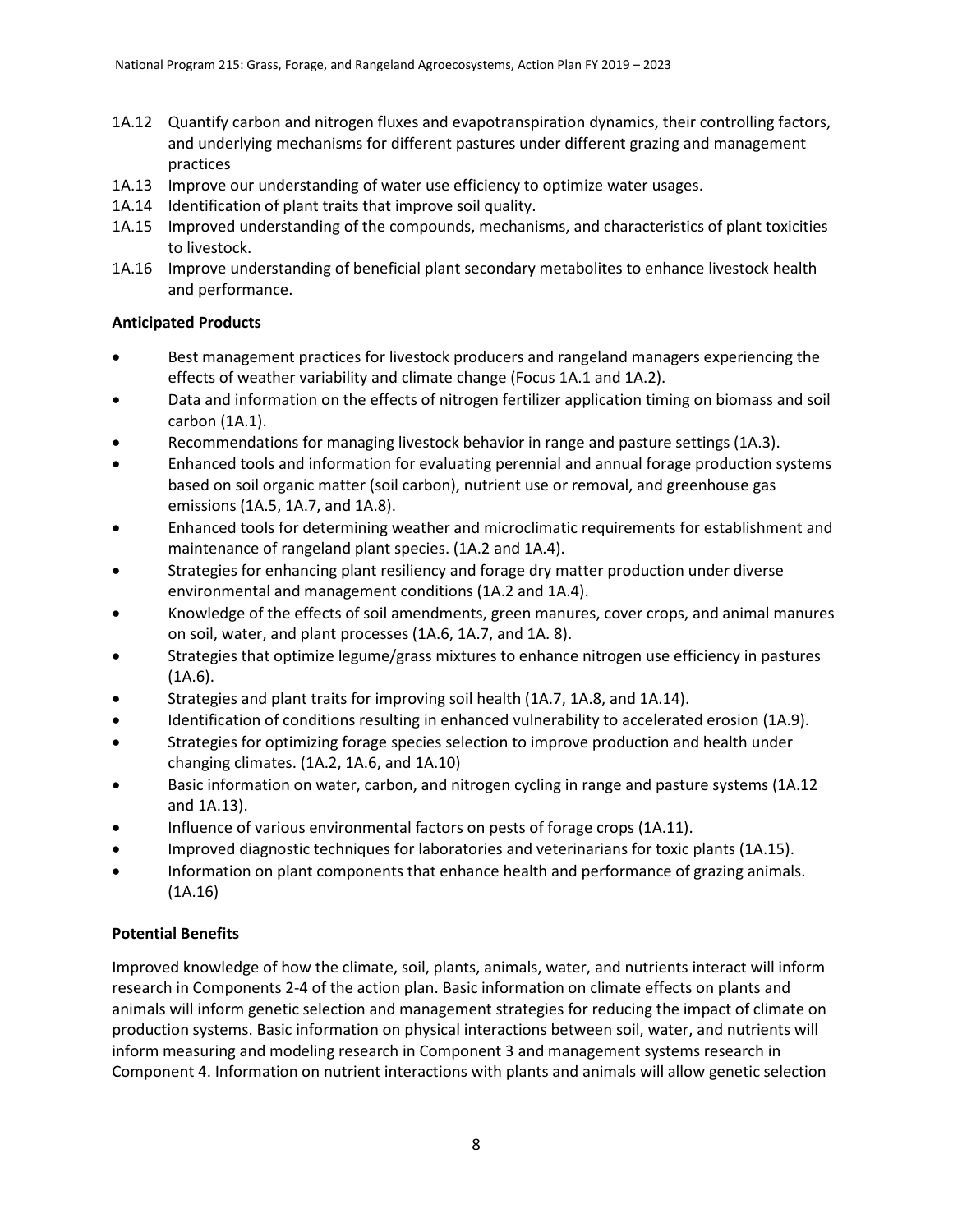1A.12 Quantify carbon and nitrogen fluxes and evapotranspiration dynamics, their controlling factors, and underlying mechanisms for different pastures under different grazing and management practices
1A.13 Improve our understanding of water use efficiency to optimize water usages.
1A.14 Identification of plant traits that improve soil quality.
1A.15 Improved understanding of the compounds, mechanisms, and characteristics of plant toxicities to livestock.
1A.16 Improve understanding of beneficial plant secondary metabolites to enhance livestock health and performance.

**Anticipated Products**

- Best management practices for livestock producers and rangeland managers experiencing the effects of weather variability and climate change (Focus 1A.1 and 1A.2).
- Data and information on the effects of nitrogen fertilizer application timing on biomass and soil carbon (1A.1).
- Recommendations for managing livestock behavior in range and pasture settings (1A.3).
- Enhanced tools and information for evaluating perennial and annual forage production systems based on soil organic matter (soil carbon), nutrient use or removal, and greenhouse gas emissions (1A.5, 1A.7, and 1A.8).
- Enhanced tools for determining weather and microclimatic requirements for establishment and maintenance of rangeland plant species. (1A.2 and 1A.4).
- Strategies for enhancing plant resiliency and forage dry matter production under diverse environmental and management conditions (1A.2 and 1A.4).
- Knowledge of the effects of soil amendments, green manures, cover crops, and animal manures on soil, water, and plant processes (1A.6, 1A.7, and 1A. 8).
- Strategies that optimize legume/grass mixtures to enhance nitrogen use efficiency in pastures (1A.6).
- Strategies and plant traits for improving soil health (1A.7, 1A.8, and 1A.14).
- Identification of conditions resulting in enhanced vulnerability to accelerated erosion (1A.9).
- Strategies for optimizing forage species selection to improve production and health under changing climates. (1A.2, 1A.6, and 1A.10)
- Basic information on water, carbon, and nitrogen cycling in range and pasture systems (1A.12 and 1A.13).
- Influence of various environmental factors on pests of forage crops (1A.11).
- Improved diagnostic techniques for laboratories and veterinarians for toxic plants (1A.15).
- Information on plant components that enhance health and performance of grazing animals. (1A.16)

**Potential Benefits**

Improved knowledge of how the climate, soil, plants, animals, water, and nutrients interact will inform research in Components 2-4 of the action plan. Basic information on climate effects on plants and animals will inform genetic selection and management strategies for reducing the impact of climate on production systems. Basic information on physical interactions between soil, water, and nutrients will inform measuring and modeling research in Component 3 and management systems research in Component 4. Information on nutrient interactions with plants and animals will allow genetic selection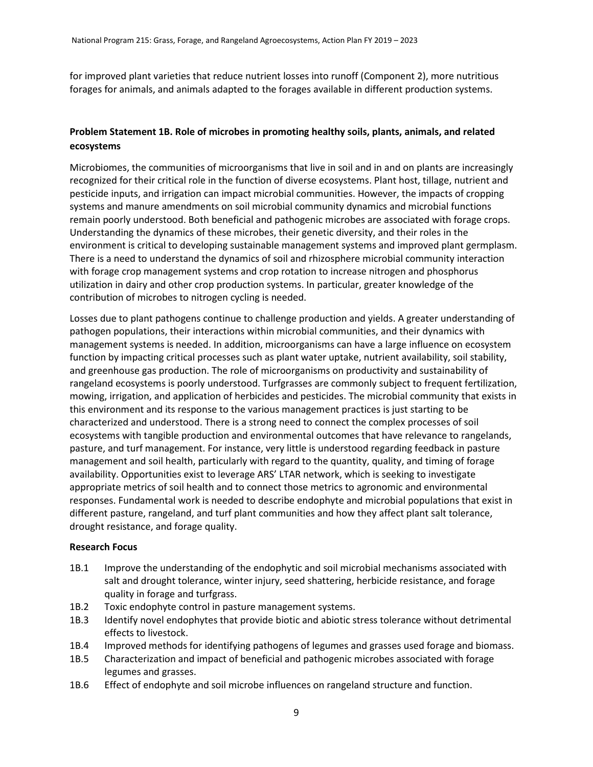for improved plant varieties that reduce nutrient losses into runoff (Component 2), more nutritious forages for animals, and animals adapted to the forages available in different production systems.

### Problem Statement 1B. Role of microbes in promoting healthy soils, plants, animals, and related ecosystems

Microbiomes, the communities of microorganisms that live in soil and in and on plants are increasingly recognized for their critical role in the function of diverse ecosystems. Plant host, tillage, nutrient and pesticide inputs, and irrigation can impact microbial communities. However, the impacts of cropping systems and manure amendments on soil microbial community dynamics and microbial functions remain poorly understood. Both beneficial and pathogenic microbes are associated with forage crops. Understanding the dynamics of these microbes, their genetic diversity, and their roles in the environment is critical to developing sustainable management systems and improved plant germplasm. There is a need to understand the dynamics of soil and rhizosphere microbial community interaction with forage crop management systems and crop rotation to increase nitrogen and phosphorus utilization in dairy and other crop production systems. In particular, greater knowledge of the contribution of microbes to nitrogen cycling is needed.

Losses due to plant pathogens continue to challenge production and yields. A greater understanding of pathogen populations, their interactions within microbial communities, and their dynamics with management systems is needed. In addition, microorganisms can have a large influence on ecosystem function by impacting critical processes such as plant water uptake, nutrient availability, soil stability, and greenhouse gas production. The role of microorganisms on productivity and sustainability of rangeland ecosystems is poorly understood. Turfgrasses are commonly subject to frequent fertilization, mowing, irrigation, and application of herbicides and pesticides. The microbial community that exists in this environment and its response to the various management practices is just starting to be characterized and understood. There is a strong need to connect the complex processes of soil ecosystems with tangible production and environmental outcomes that have relevance to rangelands, pasture, and turf management. For instance, very little is understood regarding feedback in pasture management and soil health, particularly with regard to the quantity, quality, and timing of forage availability. Opportunities exist to leverage ARS' LTAR network, which is seeking to investigate appropriate metrics of soil health and to connect those metrics to agronomic and environmental responses. Fundamental work is needed to describe endophyte and microbial populations that exist in different pasture, rangeland, and turf plant communities and how they affect plant salt tolerance, drought resistance, and forage quality.

**Research Focus**

- 1B.1 Improve the understanding of the endophytic and soil microbial mechanisms associated with salt and drought tolerance, winter injury, seed shattering, herbicide resistance, and forage quality in forage and turfgrass.
- 1B.2 Toxic endophyte control in pasture management systems.
- 1B.3 Identify novel endophytes that provide biotic and abiotic stress tolerance without detrimental effects to livestock.
- 1B.4 Improved methods for identifying pathogens of legumes and grasses used forage and biomass.
- 1B.5 Characterization and impact of beneficial and pathogenic microbes associated with forage legumes and grasses.
- 1B.6 Effect of endophyte and soil microbe influences on rangeland structure and function.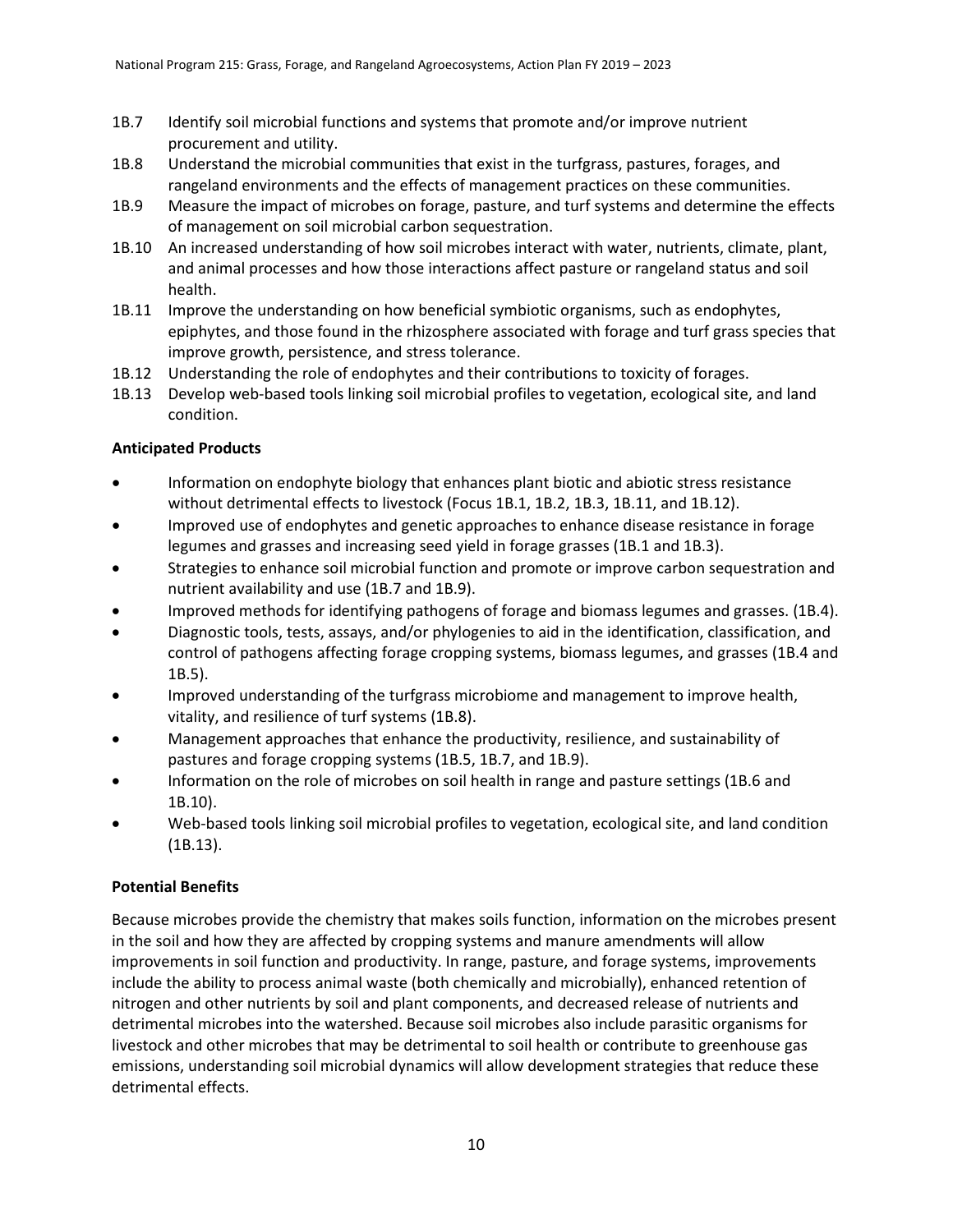1B.7 Identify soil microbial functions and systems that promote and/or improve nutrient procurement and utility.

1B.8 Understand the microbial communities that exist in the turfgrass, pastures, forages, and rangeland environments and the effects of management practices on these communities.

1B.9 Measure the impact of microbes on forage, pasture, and turf systems and determine the effects of management on soil microbial carbon sequestration.

1B.10 An increased understanding of how soil microbes interact with water, nutrients, climate, plant, and animal processes and how those interactions affect pasture or rangeland status and soil health.

1B.11 Improve the understanding on how beneficial symbiotic organisms, such as endophytes, epiphytes, and those found in the rhizosphere associated with forage and turf grass species that improve growth, persistence, and stress tolerance.

1B.12 Understanding the role of endophytes and their contributions to toxicity of forages.

1B.13 Develop web-based tools linking soil microbial profiles to vegetation, ecological site, and land condition.

**Anticipated Products**

- Information on endophyte biology that enhances plant biotic and abiotic stress resistance without detrimental effects to livestock (Focus 1B.1, 1B.2, 1B.3, 1B.11, and 1B.12).
- Improved use of endophytes and genetic approaches to enhance disease resistance in forage legumes and grasses and increasing seed yield in forage grasses (1B.1 and 1B.3).
- Strategies to enhance soil microbial function and promote or improve carbon sequestration and nutrient availability and use (1B.7 and 1B.9).
- Improved methods for identifying pathogens of forage and biomass legumes and grasses. (1B.4).
- Diagnostic tools, tests, assays, and/or phylogenies to aid in the identification, classification, and control of pathogens affecting forage cropping systems, biomass legumes, and grasses (1B.4 and 1B.5).
- Improved understanding of the turfgrass microbiome and management to improve health, vitality, and resilience of turf systems (1B.8).
- Management approaches that enhance the productivity, resilience, and sustainability of pastures and forage cropping systems (1B.5, 1B.7, and 1B.9).
- Information on the role of microbes on soil health in range and pasture settings (1B.6 and 1B.10).
- Web-based tools linking soil microbial profiles to vegetation, ecological site, and land condition (1B.13).

**Potential Benefits**

Because microbes provide the chemistry that makes soils function, information on the microbes present in the soil and how they are affected by cropping systems and manure amendments will allow improvements in soil function and productivity. In range, pasture, and forage systems, improvements include the ability to process animal waste (both chemically and microbially), enhanced retention of nitrogen and other nutrients by soil and plant components, and decreased release of nutrients and detrimental microbes into the watershed. Because soil microbes also include parasitic organisms for livestock and other microbes that may be detrimental to soil health or contribute to greenhouse gas emissions, understanding soil microbial dynamics will allow development strategies that reduce these detrimental effects.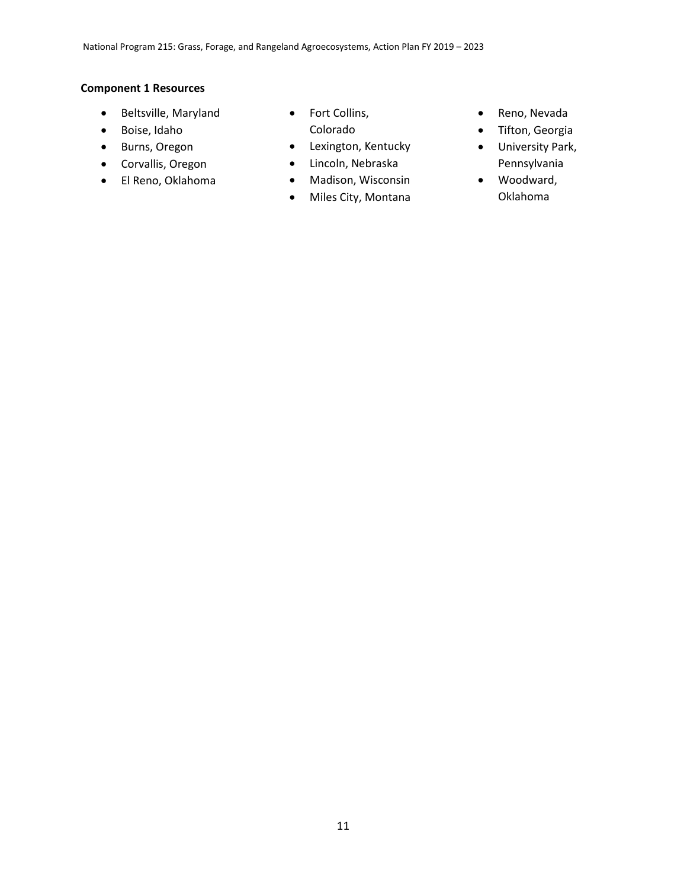**Component 1 Resources**

- Beltsville, Maryland
- Boise, Idaho
- Burns, Oregon
- Corvallis, Oregon
- El Reno, Oklahoma
- Fort Collins, Colorado
- Lexington, Kentucky
- Lincoln, Nebraska
- Madison, Wisconsin
- Miles City, Montana
- Reno, Nevada
- Tifton, Georgia
- University Park, Pennsylvania
- Woodward, Oklahoma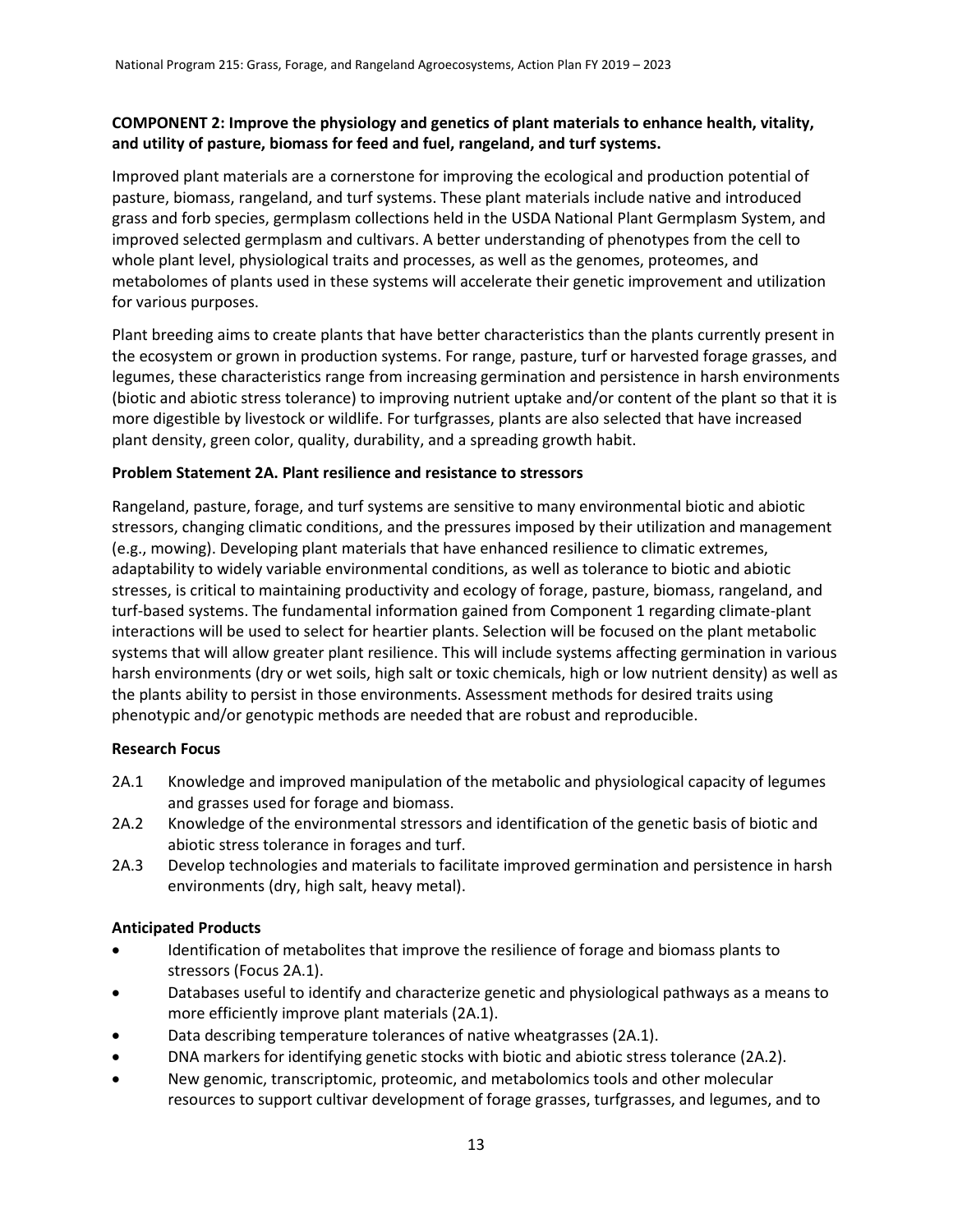**COMPONENT 2: Improve the physiology and genetics of plant materials to enhance health, vitality, and utility of pasture, biomass for feed and fuel, rangeland, and turf systems.**

Improved plant materials are a cornerstone for improving the ecological and production potential of pasture, biomass, rangeland, and turf systems. These plant materials include native and introduced grass and forb species, germplasm collections held in the USDA National Plant Germplasm System, and improved selected germplasm and cultivars. A better understanding of phenotypes from the cell to whole plant level, physiological traits and processes, as well as the genomes, proteomes, and metabolomes of plants used in these systems will accelerate their genetic improvement and utilization for various purposes.

Plant breeding aims to create plants that have better characteristics than the plants currently present in the ecosystem or grown in production systems. For range, pasture, turf or harvested forage grasses, and legumes, these characteristics range from increasing germination and persistence in harsh environments (biotic and abiotic stress tolerance) to improving nutrient uptake and/or content of the plant so that it is more digestible by livestock or wildlife. For turfgrasses, plants are also selected that have increased plant density, green color, quality, durability, and a spreading growth habit.

**Problem Statement 2A. Plant resilience and resistance to stressors**

Rangeland, pasture, forage, and turf systems are sensitive to many environmental biotic and abiotic stressors, changing climatic conditions, and the pressures imposed by their utilization and management (e.g., mowing). Developing plant materials that have enhanced resilience to climatic extremes, adaptability to widely variable environmental conditions, as well as tolerance to biotic and abiotic stresses, is critical to maintaining productivity and ecology of forage, pasture, biomass, rangeland, and turf-based systems. The fundamental information gained from Component 1 regarding climate-plant interactions will be used to select for heartier plants. Selection will be focused on the plant metabolic systems that will allow greater plant resilience. This will include systems affecting germination in various harsh environments (dry or wet soils, high salt or toxic chemicals, high or low nutrient density) as well as the plants ability to persist in those environments. Assessment methods for desired traits using phenotypic and/or genotypic methods are needed that are robust and reproducible.

**Research Focus**

- 2A.1 Knowledge and improved manipulation of the metabolic and physiological capacity of legumes and grasses used for forage and biomass.
- 2A.2 Knowledge of the environmental stressors and identification of the genetic basis of biotic and abiotic stress tolerance in forages and turf.
- 2A.3 Develop technologies and materials to facilitate improved germination and persistence in harsh environments (dry, high salt, heavy metal).

**Anticipated Products**

- Identification of metabolites that improve the resilience of forage and biomass plants to stressors (Focus 2A.1).
- Databases useful to identify and characterize genetic and physiological pathways as a means to more efficiently improve plant materials (2A.1).
- Data describing temperature tolerances of native wheatgrasses (2A.1).
- DNA markers for identifying genetic stocks with biotic and abiotic stress tolerance (2A.2).
- New genomic, transcriptomic, proteomic, and metabolomics tools and other molecular resources to support cultivar development of forage grasses, turfgrasses, and legumes, and to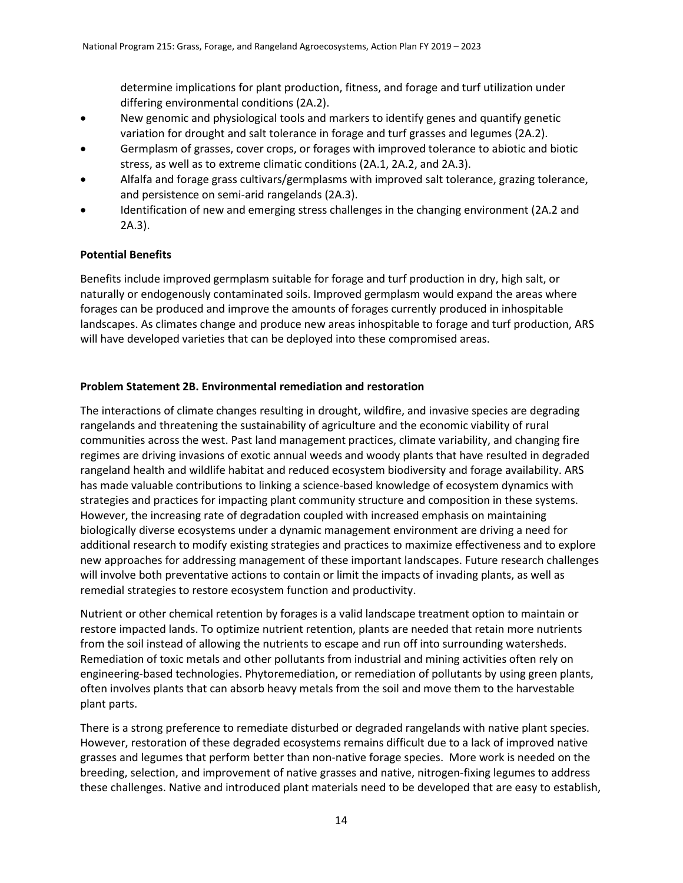determine implications for plant production, fitness, and forage and turf utilization under differing environmental conditions (2A.2).

- New genomic and physiological tools and markers to identify genes and quantify genetic variation for drought and salt tolerance in forage and turf grasses and legumes (2A.2).
- Germplasm of grasses, cover crops, or forages with improved tolerance to abiotic and biotic stress, as well as to extreme climatic conditions (2A.1, 2A.2, and 2A.3).
- Alfalfa and forage grass cultivars/germplasms with improved salt tolerance, grazing tolerance, and persistence on semi-arid rangelands (2A.3).
- Identification of new and emerging stress challenges in the changing environment (2A.2 and 2A.3).

**Potential Benefits**

Benefits include improved germplasm suitable for forage and turf production in dry, high salt, or naturally or endogenously contaminated soils. Improved germplasm would expand the areas where forages can be produced and improve the amounts of forages currently produced in inhospitable landscapes. As climates change and produce new areas inhospitable to forage and turf production, ARS will have developed varieties that can be deployed into these compromised areas.

**Problem Statement 2B. Environmental remediation and restoration**

The interactions of climate changes resulting in drought, wildfire, and invasive species are degrading rangelands and threatening the sustainability of agriculture and the economic viability of rural communities across the west. Past land management practices, climate variability, and changing fire regimes are driving invasions of exotic annual weeds and woody plants that have resulted in degraded rangeland health and wildlife habitat and reduced ecosystem biodiversity and forage availability. ARS has made valuable contributions to linking a science-based knowledge of ecosystem dynamics with strategies and practices for impacting plant community structure and composition in these systems. However, the increasing rate of degradation coupled with increased emphasis on maintaining biologically diverse ecosystems under a dynamic management environment are driving a need for additional research to modify existing strategies and practices to maximize effectiveness and to explore new approaches for addressing management of these important landscapes. Future research challenges will involve both preventative actions to contain or limit the impacts of invading plants, as well as remedial strategies to restore ecosystem function and productivity.

Nutrient or other chemical retention by forages is a valid landscape treatment option to maintain or restore impacted lands. To optimize nutrient retention, plants are needed that retain more nutrients from the soil instead of allowing the nutrients to escape and run off into surrounding watersheds. Remediation of toxic metals and other pollutants from industrial and mining activities often rely on engineering-based technologies. Phytoremediation, or remediation of pollutants by using green plants, often involves plants that can absorb heavy metals from the soil and move them to the harvestable plant parts.

There is a strong preference to remediate disturbed or degraded rangelands with native plant species. However, restoration of these degraded ecosystems remains difficult due to a lack of improved native grasses and legumes that perform better than non-native forage species. More work is needed on the breeding, selection, and improvement of native grasses and native, nitrogen-fixing legumes to address these challenges. Native and introduced plant materials need to be developed that are easy to establish,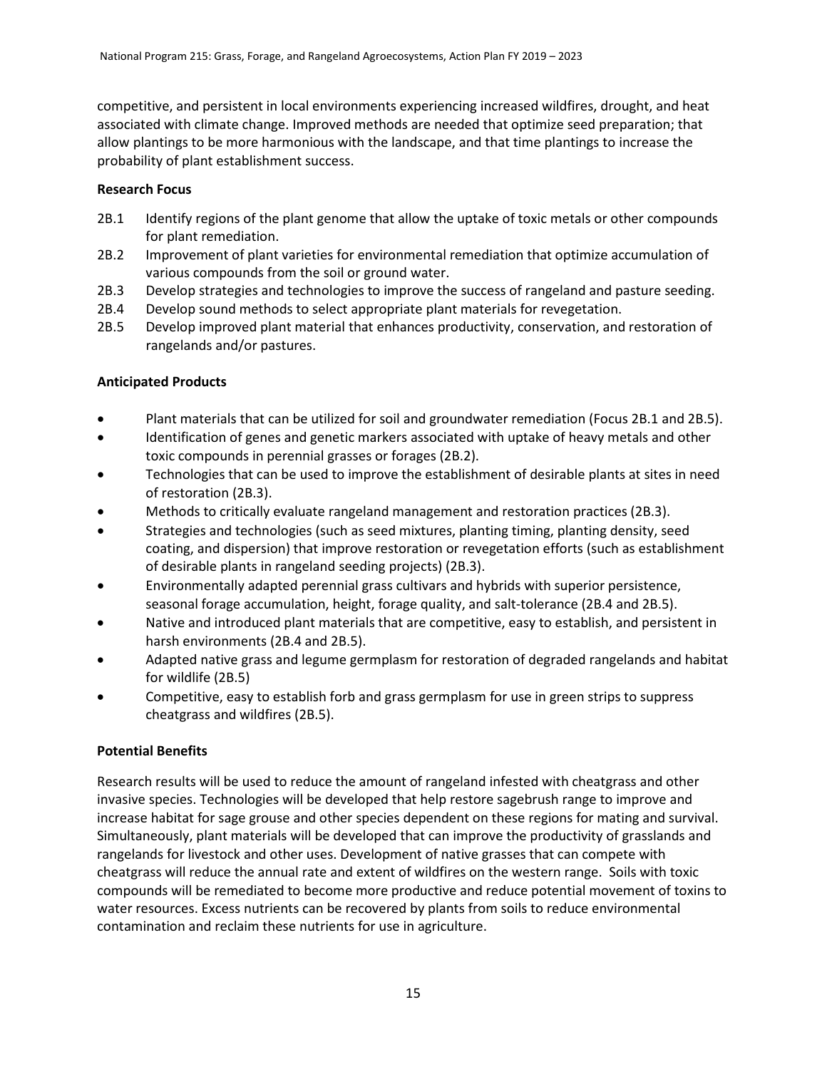competitive, and persistent in local environments experiencing increased wildfires, drought, and heat associated with climate change. Improved methods are needed that optimize seed preparation; that allow plantings to be more harmonious with the landscape, and that time plantings to increase the probability of plant establishment success.

**Research Focus**

- 2B.1 Identify regions of the plant genome that allow the uptake of toxic metals or other compounds for plant remediation.
- 2B.2 Improvement of plant varieties for environmental remediation that optimize accumulation of various compounds from the soil or ground water.
- 2B.3 Develop strategies and technologies to improve the success of rangeland and pasture seeding.
- 2B.4 Develop sound methods to select appropriate plant materials for revegetation.
- 2B.5 Develop improved plant material that enhances productivity, conservation, and restoration of rangelands and/or pastures.

**Anticipated Products**

- Plant materials that can be utilized for soil and groundwater remediation (Focus 2B.1 and 2B.5).
- Identification of genes and genetic markers associated with uptake of heavy metals and other toxic compounds in perennial grasses or forages (2B.2).
- Technologies that can be used to improve the establishment of desirable plants at sites in need of restoration (2B.3).
- Methods to critically evaluate rangeland management and restoration practices (2B.3).
- Strategies and technologies (such as seed mixtures, planting timing, planting density, seed coating, and dispersion) that improve restoration or revegetation efforts (such as establishment of desirable plants in rangeland seeding projects) (2B.3).
- Environmentally adapted perennial grass cultivars and hybrids with superior persistence, seasonal forage accumulation, height, forage quality, and salt-tolerance (2B.4 and 2B.5).
- Native and introduced plant materials that are competitive, easy to establish, and persistent in harsh environments (2B.4 and 2B.5).
- Adapted native grass and legume germplasm for restoration of degraded rangelands and habitat for wildlife (2B.5)
- Competitive, easy to establish forb and grass germplasm for use in green strips to suppress cheatgrass and wildfires (2B.5).

**Potential Benefits**

Research results will be used to reduce the amount of rangeland infested with cheatgrass and other invasive species. Technologies will be developed that help restore sagebrush range to improve and increase habitat for sage grouse and other species dependent on these regions for mating and survival. Simultaneously, plant materials will be developed that can improve the productivity of grasslands and rangelands for livestock and other uses. Development of native grasses that can compete with cheatgrass will reduce the annual rate and extent of wildfires on the western range. Soils with toxic compounds will be remediated to become more productive and reduce potential movement of toxins to water resources. Excess nutrients can be recovered by plants from soils to reduce environmental contamination and reclaim these nutrients for use in agriculture.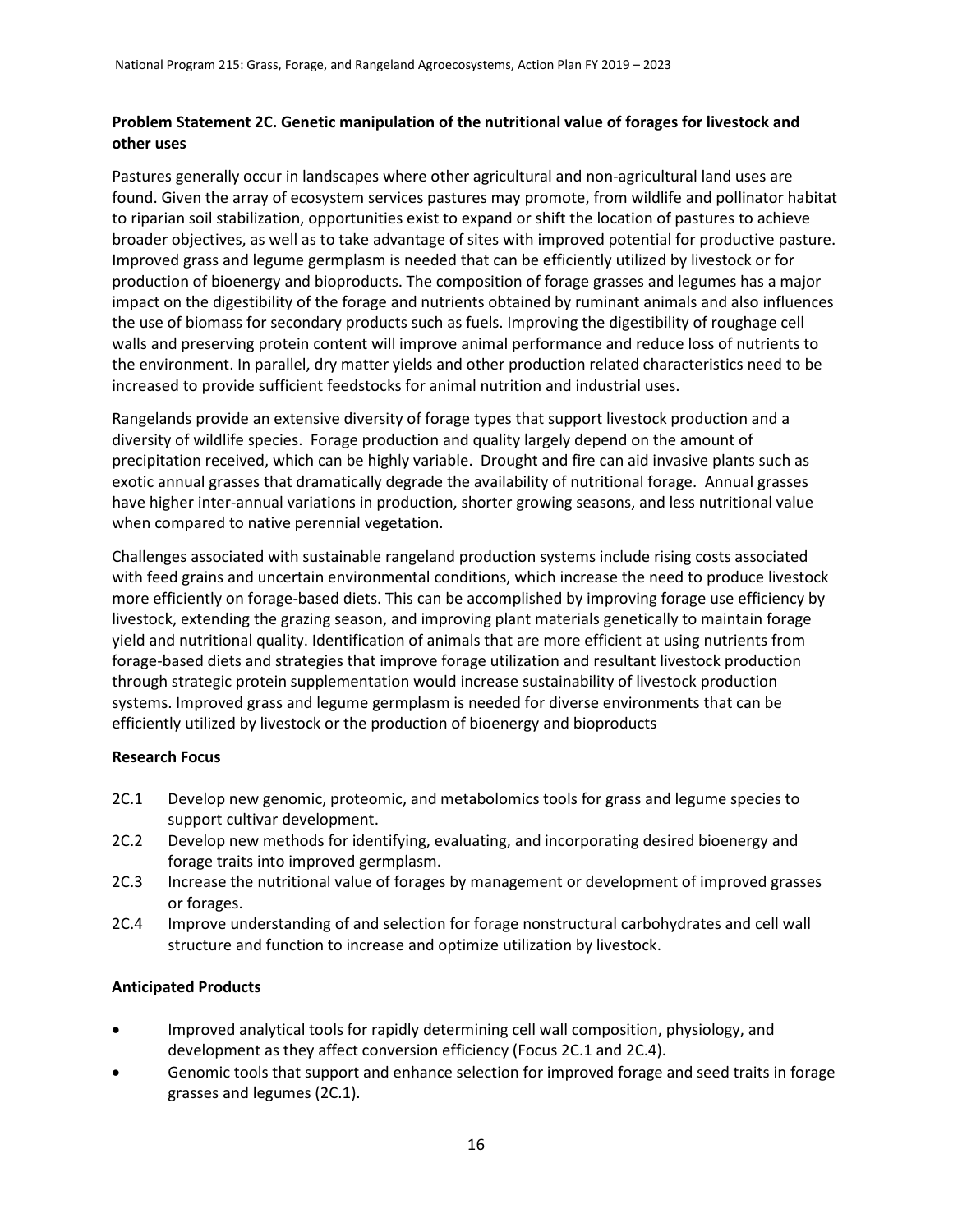**Problem Statement 2C. Genetic manipulation of the nutritional value of forages for livestock and other uses**

Pastures generally occur in landscapes where other agricultural and non-agricultural land uses are found. Given the array of ecosystem services pastures may promote, from wildlife and pollinator habitat to riparian soil stabilization, opportunities exist to expand or shift the location of pastures to achieve broader objectives, as well as to take advantage of sites with improved potential for productive pasture. Improved grass and legume germplasm is needed that can be efficiently utilized by livestock or for production of bioenergy and bioproducts. The composition of forage grasses and legumes has a major impact on the digestibility of the forage and nutrients obtained by ruminant animals and also influences the use of biomass for secondary products such as fuels. Improving the digestibility of roughage cell walls and preserving protein content will improve animal performance and reduce loss of nutrients to the environment. In parallel, dry matter yields and other production related characteristics need to be increased to provide sufficient feedstocks for animal nutrition and industrial uses.

Rangelands provide an extensive diversity of forage types that support livestock production and a diversity of wildlife species. Forage production and quality largely depend on the amount of precipitation received, which can be highly variable. Drought and fire can aid invasive plants such as exotic annual grasses that dramatically degrade the availability of nutritional forage. Annual grasses have higher inter-annual variations in production, shorter growing seasons, and less nutritional value when compared to native perennial vegetation.

Challenges associated with sustainable rangeland production systems include rising costs associated with feed grains and uncertain environmental conditions, which increase the need to produce livestock more efficiently on forage-based diets. This can be accomplished by improving forage use efficiency by livestock, extending the grazing season, and improving plant materials genetically to maintain forage yield and nutritional quality. Identification of animals that are more efficient at using nutrients from forage-based diets and strategies that improve forage utilization and resultant livestock production through strategic protein supplementation would increase sustainability of livestock production systems. Improved grass and legume germplasm is needed for diverse environments that can be efficiently utilized by livestock or the production of bioenergy and bioproducts

**Research Focus**

- 2C.1 Develop new genomic, proteomic, and metabolomics tools for grass and legume species to support cultivar development.
- 2C.2 Develop new methods for identifying, evaluating, and incorporating desired bioenergy and forage traits into improved germplasm.
- 2C.3 Increase the nutritional value of forages by management or development of improved grasses or forages.
- 2C.4 Improve understanding of and selection for forage nonstructural carbohydrates and cell wall structure and function to increase and optimize utilization by livestock.

**Anticipated Products**

- Improved analytical tools for rapidly determining cell wall composition, physiology, and development as they affect conversion efficiency (Focus 2C.1 and 2C.4).
- Genomic tools that support and enhance selection for improved forage and seed traits in forage grasses and legumes (2C.1).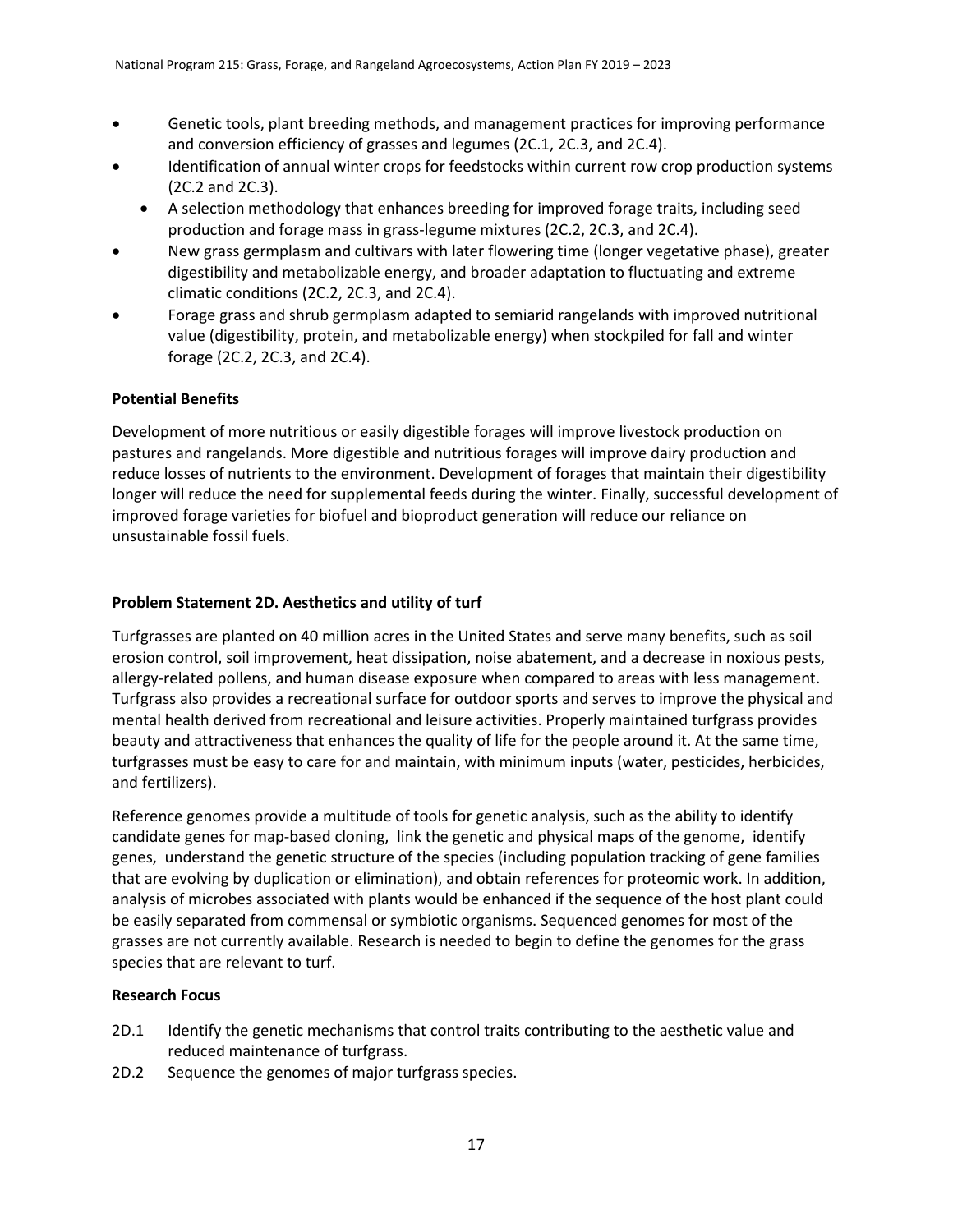- Genetic tools, plant breeding methods, and management practices for improving performance and conversion efficiency of grasses and legumes (2C.1, 2C.3, and 2C.4).
- Identification of annual winter crops for feedstocks within current row crop production systems (2C.2 and 2C.3).
  - A selection methodology that enhances breeding for improved forage traits, including seed production and forage mass in grass-legume mixtures (2C.2, 2C.3, and 2C.4).
- New grass germplasm and cultivars with later flowering time (longer vegetative phase), greater digestibility and metabolizable energy, and broader adaptation to fluctuating and extreme climatic conditions (2C.2, 2C.3, and 2C.4).
- Forage grass and shrub germplasm adapted to semiarid rangelands with improved nutritional value (digestibility, protein, and metabolizable energy) when stockpiled for fall and winter forage (2C.2, 2C.3, and 2C.4).

**Potential Benefits**

Development of more nutritious or easily digestible forages will improve livestock production on pastures and rangelands. More digestible and nutritious forages will improve dairy production and reduce losses of nutrients to the environment. Development of forages that maintain their digestibility longer will reduce the need for supplemental feeds during the winter. Finally, successful development of improved forage varieties for biofuel and bioproduct generation will reduce our reliance on unsustainable fossil fuels.

**Problem Statement 2D. Aesthetics and utility of turf**

Turfgrasses are planted on 40 million acres in the United States and serve many benefits, such as soil erosion control, soil improvement, heat dissipation, noise abatement, and a decrease in noxious pests, allergy-related pollens, and human disease exposure when compared to areas with less management. Turfgrass also provides a recreational surface for outdoor sports and serves to improve the physical and mental health derived from recreational and leisure activities. Properly maintained turfgrass provides beauty and attractiveness that enhances the quality of life for the people around it. At the same time, turfgrasses must be easy to care for and maintain, with minimum inputs (water, pesticides, herbicides, and fertilizers).

Reference genomes provide a multitude of tools for genetic analysis, such as the ability to identify candidate genes for map-based cloning, link the genetic and physical maps of the genome, identify genes, understand the genetic structure of the species (including population tracking of gene families that are evolving by duplication or elimination), and obtain references for proteomic work. In addition, analysis of microbes associated with plants would be enhanced if the sequence of the host plant could be easily separated from commensal or symbiotic organisms. Sequenced genomes for most of the grasses are not currently available. Research is needed to begin to define the genomes for the grass species that are relevant to turf.

**Research Focus**

2D.1 Identify the genetic mechanisms that control traits contributing to the aesthetic value and reduced maintenance of turfgrass.

2D.2 Sequence the genomes of major turfgrass species.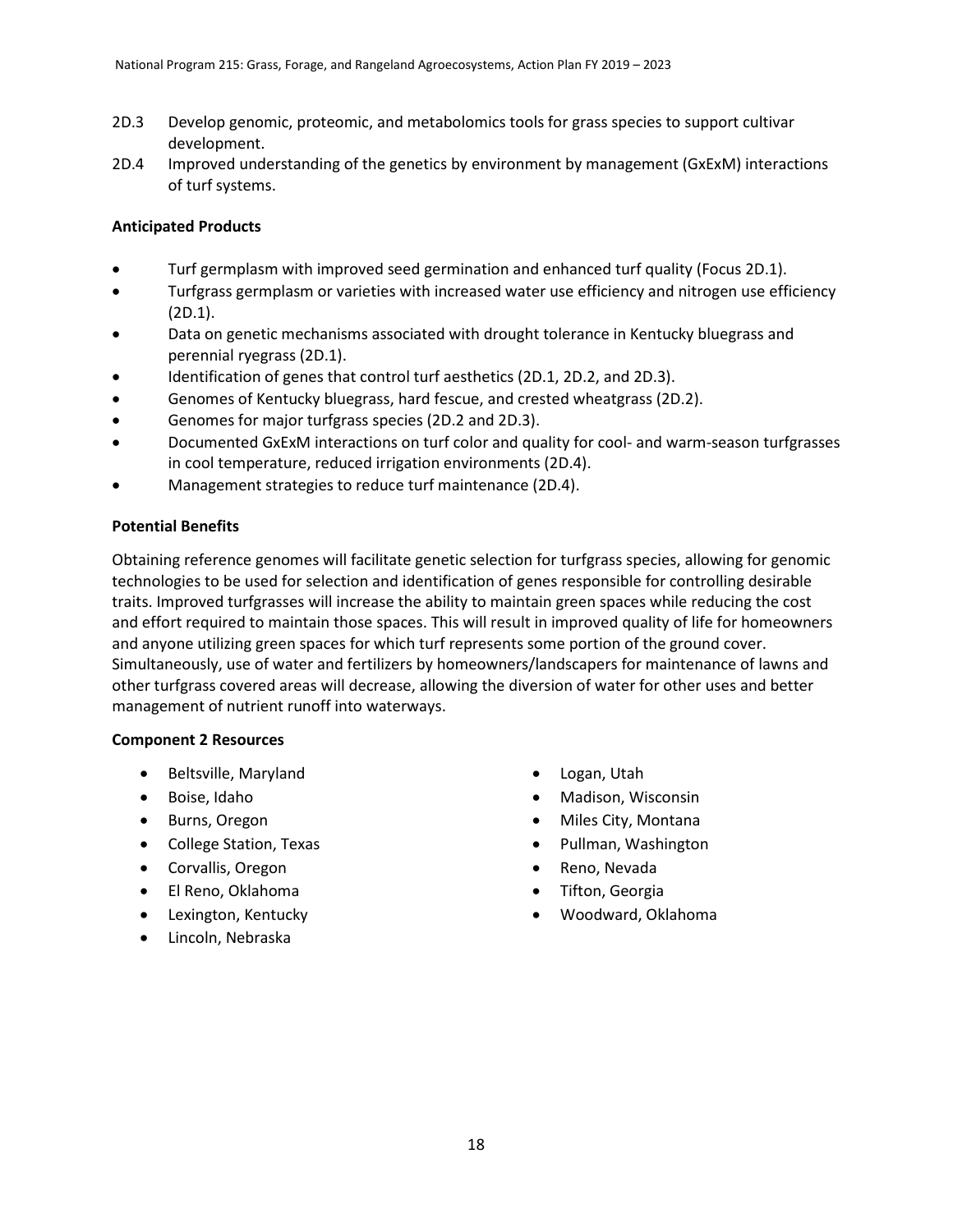2D.3 Develop genomic, proteomic, and metabolomics tools for grass species to support cultivar development.

2D.4 Improved understanding of the genetics by environment by management (GxExM) interactions of turf systems.

**Anticipated Products**

- Turf germplasm with improved seed germination and enhanced turf quality (Focus 2D.1).
- Turfgrass germplasm or varieties with increased water use efficiency and nitrogen use efficiency (2D.1).
- Data on genetic mechanisms associated with drought tolerance in Kentucky bluegrass and perennial ryegrass (2D.1).
- Identification of genes that control turf aesthetics (2D.1, 2D.2, and 2D.3).
- Genomes of Kentucky bluegrass, hard fescue, and crested wheatgrass (2D.2).
- Genomes for major turfgrass species (2D.2 and 2D.3).
- Documented GxExM interactions on turf color and quality for cool- and warm-season turfgrasses in cool temperature, reduced irrigation environments (2D.4).
- Management strategies to reduce turf maintenance (2D.4).

**Potential Benefits**

Obtaining reference genomes will facilitate genetic selection for turfgrass species, allowing for genomic technologies to be used for selection and identification of genes responsible for controlling desirable traits. Improved turfgrasses will increase the ability to maintain green spaces while reducing the cost and effort required to maintain those spaces. This will result in improved quality of life for homeowners and anyone utilizing green spaces for which turf represents some portion of the ground cover. Simultaneously, use of water and fertilizers by homeowners/landscapers for maintenance of lawns and other turfgrass covered areas will decrease, allowing the diversion of water for other uses and better management of nutrient runoff into waterways.

**Component 2 Resources**

- Beltsville, Maryland
- Boise, Idaho
- Burns, Oregon
- College Station, Texas
- Corvallis, Oregon
- El Reno, Oklahoma
- Lexington, Kentucky
- Lincoln, Nebraska
- Logan, Utah
- Madison, Wisconsin
- Miles City, Montana
- Pullman, Washington
- Reno, Nevada
- Tifton, Georgia
- Woodward, Oklahoma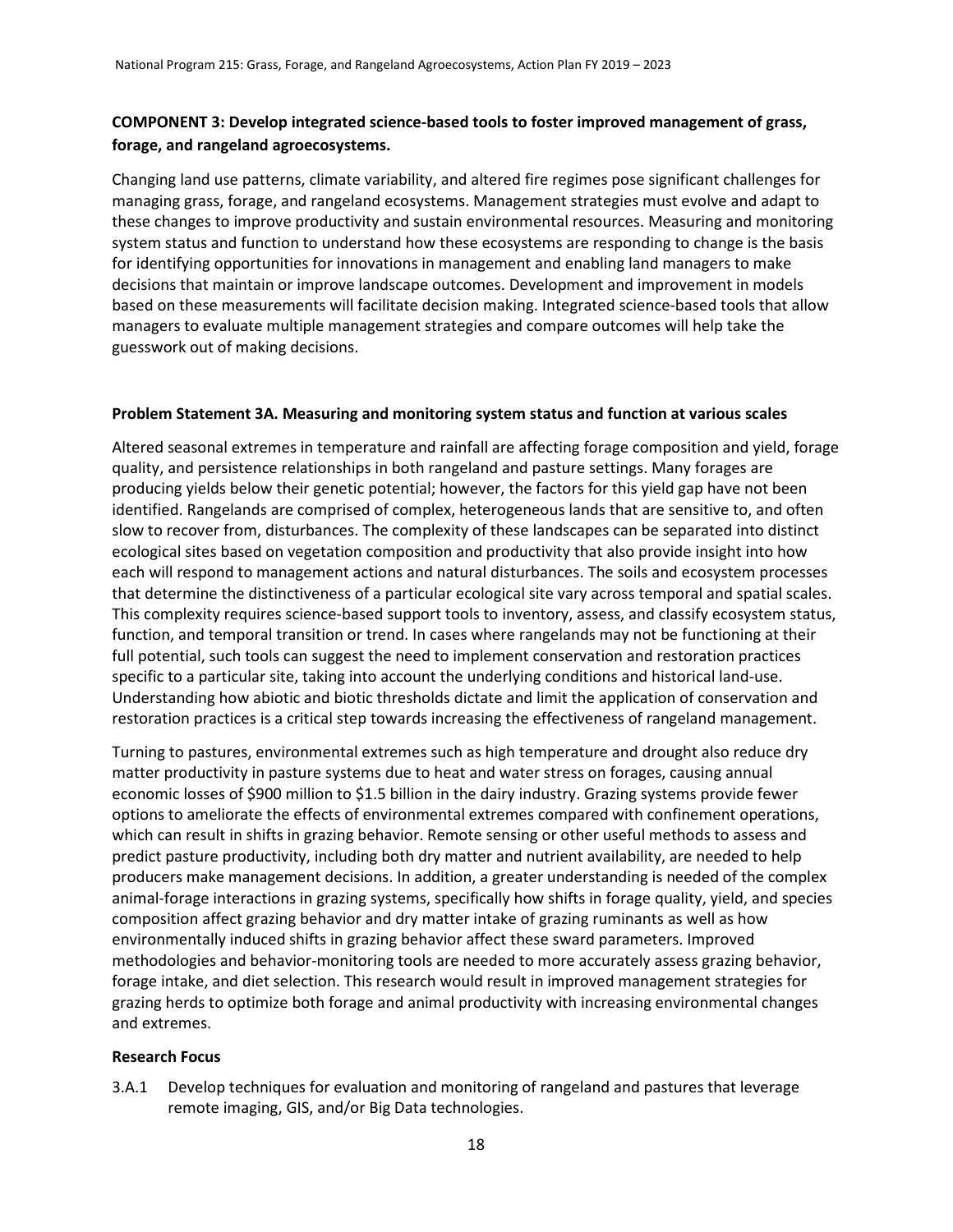### COMPONENT 3: Develop integrated science-based tools to foster improved management of grass, forage, and rangeland agroecosystems.

Changing land use patterns, climate variability, and altered fire regimes pose significant challenges for managing grass, forage, and rangeland ecosystems. Management strategies must evolve and adapt to these changes to improve productivity and sustain environmental resources. Measuring and monitoring system status and function to understand how these ecosystems are responding to change is the basis for identifying opportunities for innovations in management and enabling land managers to make decisions that maintain or improve landscape outcomes. Development and improvement in models based on these measurements will facilitate decision making. Integrated science-based tools that allow managers to evaluate multiple management strategies and compare outcomes will help take the guesswork out of making decisions.

#### Problem Statement 3A. Measuring and monitoring system status and function at various scales

Altered seasonal extremes in temperature and rainfall are affecting forage composition and yield, forage quality, and persistence relationships in both rangeland and pasture settings. Many forages are producing yields below their genetic potential; however, the factors for this yield gap have not been identified. Rangelands are comprised of complex, heterogeneous lands that are sensitive to, and often slow to recover from, disturbances. The complexity of these landscapes can be separated into distinct ecological sites based on vegetation composition and productivity that also provide insight into how each will respond to management actions and natural disturbances. The soils and ecosystem processes that determine the distinctiveness of a particular ecological site vary across temporal and spatial scales. This complexity requires science-based support tools to inventory, assess, and classify ecosystem status, function, and temporal transition or trend. In cases where rangelands may not be functioning at their full potential, such tools can suggest the need to implement conservation and restoration practices specific to a particular site, taking into account the underlying conditions and historical land-use. Understanding how abiotic and biotic thresholds dictate and limit the application of conservation and restoration practices is a critical step towards increasing the effectiveness of rangeland management.

Turning to pastures, environmental extremes such as high temperature and drought also reduce dry matter productivity in pasture systems due to heat and water stress on forages, causing annual economic losses of $900 million to $1.5 billion in the dairy industry. Grazing systems provide fewer options to ameliorate the effects of environmental extremes compared with confinement operations, which can result in shifts in grazing behavior. Remote sensing or other useful methods to assess and predict pasture productivity, including both dry matter and nutrient availability, are needed to help producers make management decisions. In addition, a greater understanding is needed of the complex animal-forage interactions in grazing systems, specifically how shifts in forage quality, yield, and species composition affect grazing behavior and dry matter intake of grazing ruminants as well as how environmentally induced shifts in grazing behavior affect these sward parameters. Improved methodologies and behavior-monitoring tools are needed to more accurately assess grazing behavior, forage intake, and diet selection. This research would result in improved management strategies for grazing herds to optimize both forage and animal productivity with increasing environmental changes and extremes.

**Research Focus**

3.A.1 Develop techniques for evaluation and monitoring of rangeland and pastures that leverage remote imaging, GIS, and/or Big Data technologies.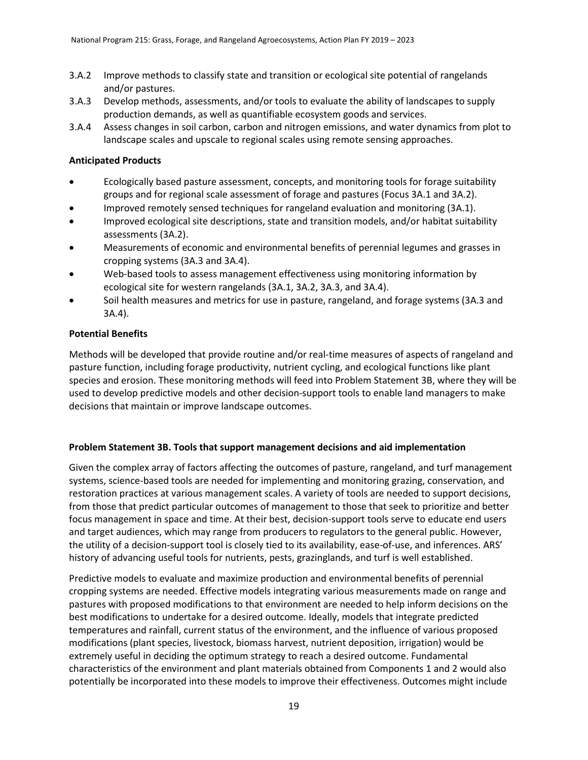3.A.2 Improve methods to classify state and transition or ecological site potential of rangelands and/or pastures.

3.A.3 Develop methods, assessments, and/or tools to evaluate the ability of landscapes to supply production demands, as well as quantifiable ecosystem goods and services.

3.A.4 Assess changes in soil carbon, carbon and nitrogen emissions, and water dynamics from plot to landscape scales and upscale to regional scales using remote sensing approaches.

**Anticipated Products**

- Ecologically based pasture assessment, concepts, and monitoring tools for forage suitability groups and for regional scale assessment of forage and pastures (Focus 3A.1 and 3A.2).
- Improved remotely sensed techniques for rangeland evaluation and monitoring (3A.1).
- Improved ecological site descriptions, state and transition models, and/or habitat suitability assessments (3A.2).
- Measurements of economic and environmental benefits of perennial legumes and grasses in cropping systems (3A.3 and 3A.4).
- Web-based tools to assess management effectiveness using monitoring information by ecological site for western rangelands (3A.1, 3A.2, 3A.3, and 3A.4).
- Soil health measures and metrics for use in pasture, rangeland, and forage systems (3A.3 and 3A.4).

**Potential Benefits**

Methods will be developed that provide routine and/or real-time measures of aspects of rangeland and pasture function, including forage productivity, nutrient cycling, and ecological functions like plant species and erosion. These monitoring methods will feed into Problem Statement 3B, where they will be used to develop predictive models and other decision-support tools to enable land managers to make decisions that maintain or improve landscape outcomes.

**Problem Statement 3B. Tools that support management decisions and aid implementation**

Given the complex array of factors affecting the outcomes of pasture, rangeland, and turf management systems, science-based tools are needed for implementing and monitoring grazing, conservation, and restoration practices at various management scales. A variety of tools are needed to support decisions, from those that predict particular outcomes of management to those that seek to prioritize and better focus management in space and time. At their best, decision-support tools serve to educate end users and target audiences, which may range from producers to regulators to the general public. However, the utility of a decision-support tool is closely tied to its availability, ease-of-use, and inferences. ARS' history of advancing useful tools for nutrients, pests, grazinglands, and turf is well established.

Predictive models to evaluate and maximize production and environmental benefits of perennial cropping systems are needed. Effective models integrating various measurements made on range and pastures with proposed modifications to that environment are needed to help inform decisions on the best modifications to undertake for a desired outcome. Ideally, models that integrate predicted temperatures and rainfall, current status of the environment, and the influence of various proposed modifications (plant species, livestock, biomass harvest, nutrient deposition, irrigation) would be extremely useful in deciding the optimum strategy to reach a desired outcome. Fundamental characteristics of the environment and plant materials obtained from Components 1 and 2 would also potentially be incorporated into these models to improve their effectiveness. Outcomes might include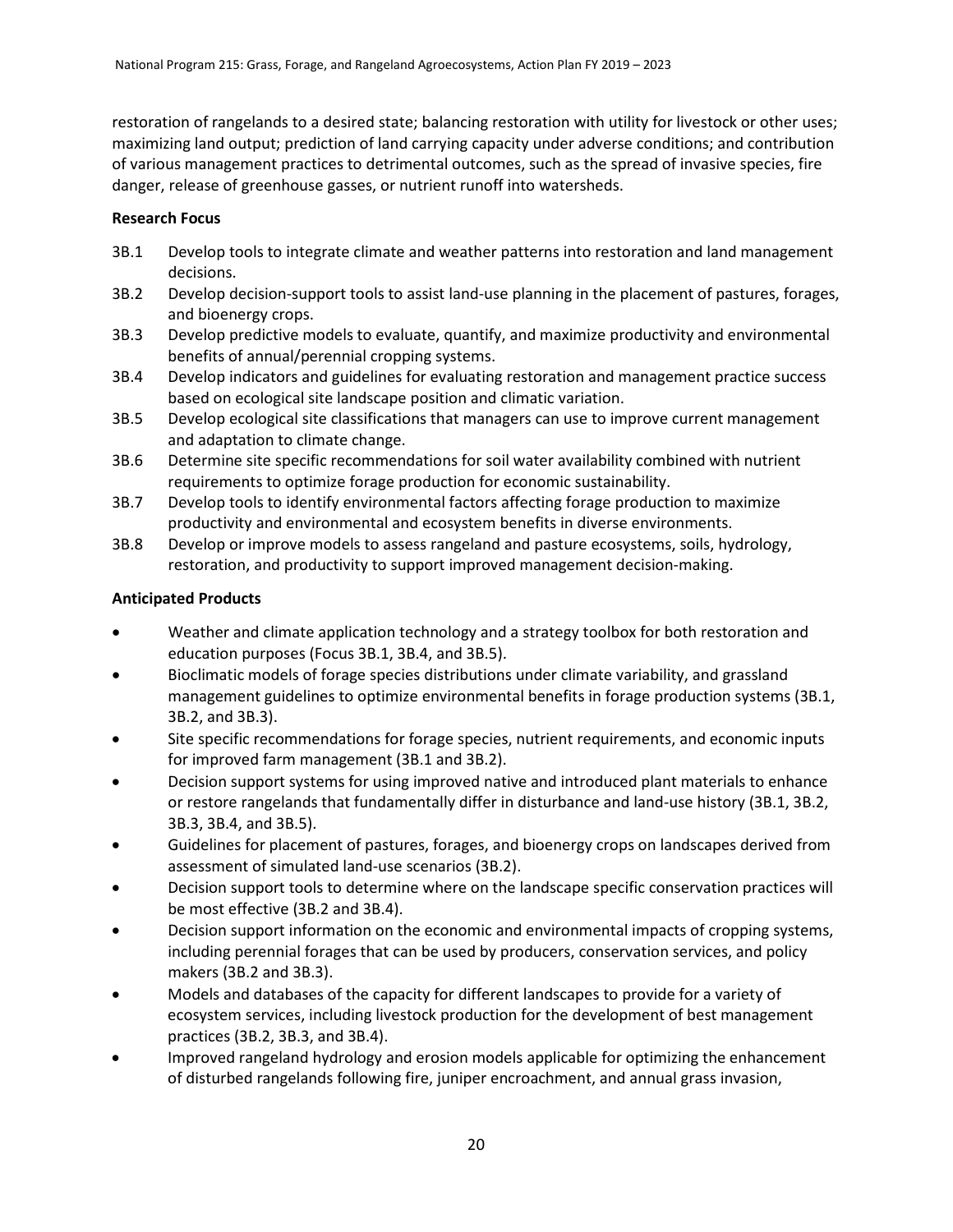restoration of rangelands to a desired state; balancing restoration with utility for livestock or other uses; maximizing land output; prediction of land carrying capacity under adverse conditions; and contribution of various management practices to detrimental outcomes, such as the spread of invasive species, fire danger, release of greenhouse gasses, or nutrient runoff into watersheds.

**Research Focus**

3B.1 Develop tools to integrate climate and weather patterns into restoration and land management decisions.

3B.2 Develop decision-support tools to assist land-use planning in the placement of pastures, forages, and bioenergy crops.

3B.3 Develop predictive models to evaluate, quantify, and maximize productivity and environmental benefits of annual/perennial cropping systems.

3B.4 Develop indicators and guidelines for evaluating restoration and management practice success based on ecological site landscape position and climatic variation.

3B.5 Develop ecological site classifications that managers can use to improve current management and adaptation to climate change.

3B.6 Determine site specific recommendations for soil water availability combined with nutrient requirements to optimize forage production for economic sustainability.

3B.7 Develop tools to identify environmental factors affecting forage production to maximize productivity and environmental and ecosystem benefits in diverse environments.

3B.8 Develop or improve models to assess rangeland and pasture ecosystems, soils, hydrology, restoration, and productivity to support improved management decision-making.

**Anticipated Products**

- Weather and climate application technology and a strategy toolbox for both restoration and education purposes (Focus 3B.1, 3B.4, and 3B.5).
- Bioclimatic models of forage species distributions under climate variability, and grassland management guidelines to optimize environmental benefits in forage production systems (3B.1, 3B.2, and 3B.3).
- Site specific recommendations for forage species, nutrient requirements, and economic inputs for improved farm management (3B.1 and 3B.2).
- Decision support systems for using improved native and introduced plant materials to enhance or restore rangelands that fundamentally differ in disturbance and land-use history (3B.1, 3B.2, 3B.3, 3B.4, and 3B.5).
- Guidelines for placement of pastures, forages, and bioenergy crops on landscapes derived from assessment of simulated land-use scenarios (3B.2).
- Decision support tools to determine where on the landscape specific conservation practices will be most effective (3B.2 and 3B.4).
- Decision support information on the economic and environmental impacts of cropping systems, including perennial forages that can be used by producers, conservation services, and policy makers (3B.2 and 3B.3).
- Models and databases of the capacity for different landscapes to provide for a variety of ecosystem services, including livestock production for the development of best management practices (3B.2, 3B.3, and 3B.4).
- Improved rangeland hydrology and erosion models applicable for optimizing the enhancement of disturbed rangelands following fire, juniper encroachment, and annual grass invasion,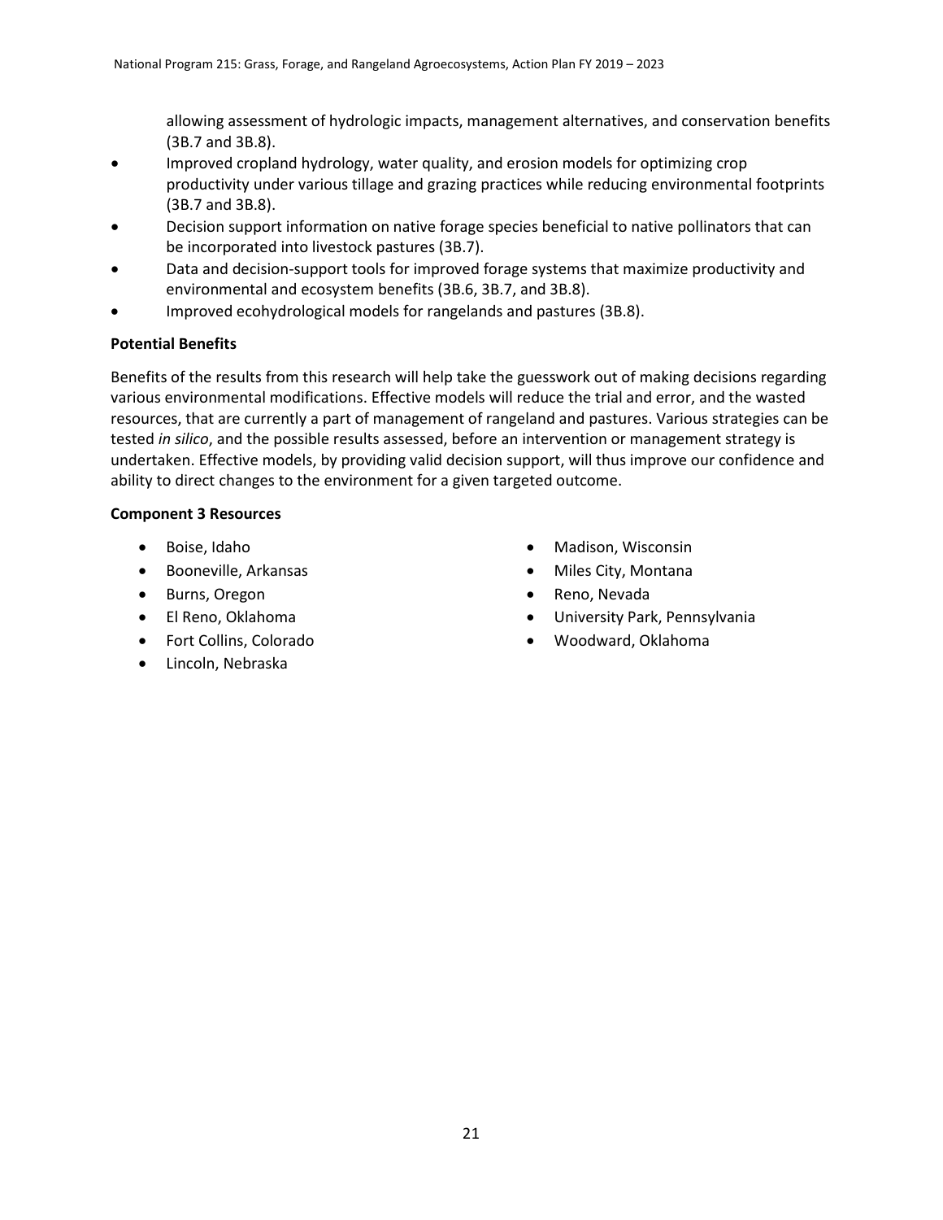allowing assessment of hydrologic impacts, management alternatives, and conservation benefits (3B.7 and 3B.8).

- Improved cropland hydrology, water quality, and erosion models for optimizing crop productivity under various tillage and grazing practices while reducing environmental footprints (3B.7 and 3B.8).
- Decision support information on native forage species beneficial to native pollinators that can be incorporated into livestock pastures (3B.7).
- Data and decision-support tools for improved forage systems that maximize productivity and environmental and ecosystem benefits (3B.6, 3B.7, and 3B.8).
- Improved ecohydrological models for rangelands and pastures (3B.8).

**Potential Benefits**

Benefits of the results from this research will help take the guesswork out of making decisions regarding various environmental modifications. Effective models will reduce the trial and error, and the wasted resources, that are currently a part of management of rangeland and pastures. Various strategies can be tested *in silico*, and the possible results assessed, before an intervention or management strategy is undertaken. Effective models, by providing valid decision support, will thus improve our confidence and ability to direct changes to the environment for a given targeted outcome.

**Component 3 Resources**

- Boise, Idaho
- Booneville, Arkansas
- Burns, Oregon
- El Reno, Oklahoma
- Fort Collins, Colorado
- Lincoln, Nebraska
- Madison, Wisconsin
- Miles City, Montana
- Reno, Nevada
- University Park, Pennsylvania
- Woodward, Oklahoma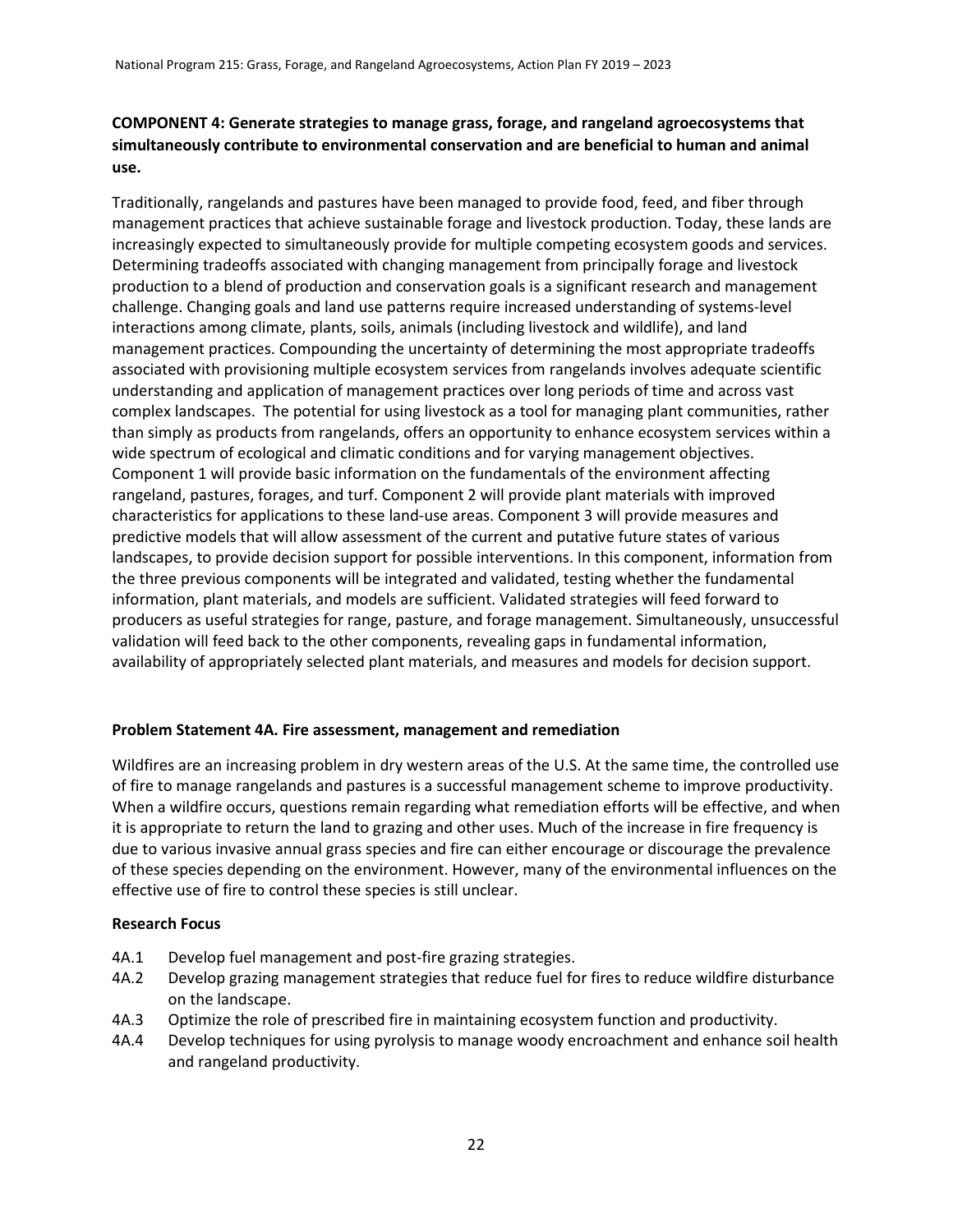**COMPONENT 4: Generate strategies to manage grass, forage, and rangeland agroecosystems that simultaneously contribute to environmental conservation and are beneficial to human and animal use.**

Traditionally, rangelands and pastures have been managed to provide food, feed, and fiber through management practices that achieve sustainable forage and livestock production. Today, these lands are increasingly expected to simultaneously provide for multiple competing ecosystem goods and services. Determining tradeoffs associated with changing management from principally forage and livestock production to a blend of production and conservation goals is a significant research and management challenge. Changing goals and land use patterns require increased understanding of systems-level interactions among climate, plants, soils, animals (including livestock and wildlife), and land management practices. Compounding the uncertainty of determining the most appropriate tradeoffs associated with provisioning multiple ecosystem services from rangelands involves adequate scientific understanding and application of management practices over long periods of time and across vast complex landscapes. The potential for using livestock as a tool for managing plant communities, rather than simply as products from rangelands, offers an opportunity to enhance ecosystem services within a wide spectrum of ecological and climatic conditions and for varying management objectives. Component 1 will provide basic information on the fundamentals of the environment affecting rangeland, pastures, forages, and turf. Component 2 will provide plant materials with improved characteristics for applications to these land-use areas. Component 3 will provide measures and predictive models that will allow assessment of the current and putative future states of various landscapes, to provide decision support for possible interventions. In this component, information from the three previous components will be integrated and validated, testing whether the fundamental information, plant materials, and models are sufficient. Validated strategies will feed forward to producers as useful strategies for range, pasture, and forage management. Simultaneously, unsuccessful validation will feed back to the other components, revealing gaps in fundamental information, availability of appropriately selected plant materials, and measures and models for decision support.

**Problem Statement 4A. Fire assessment, management and remediation**

Wildfires are an increasing problem in dry western areas of the U.S. At the same time, the controlled use of fire to manage rangelands and pastures is a successful management scheme to improve productivity. When a wildfire occurs, questions remain regarding what remediation efforts will be effective, and when it is appropriate to return the land to grazing and other uses. Much of the increase in fire frequency is due to various invasive annual grass species and fire can either encourage or discourage the prevalence of these species depending on the environment. However, many of the environmental influences on the effective use of fire to control these species is still unclear.

**Research Focus**

- 4A.1 Develop fuel management and post-fire grazing strategies.
- 4A.2 Develop grazing management strategies that reduce fuel for fires to reduce wildfire disturbance on the landscape.
- 4A.3 Optimize the role of prescribed fire in maintaining ecosystem function and productivity.
- 4A.4 Develop techniques for using pyrolysis to manage woody encroachment and enhance soil health and rangeland productivity.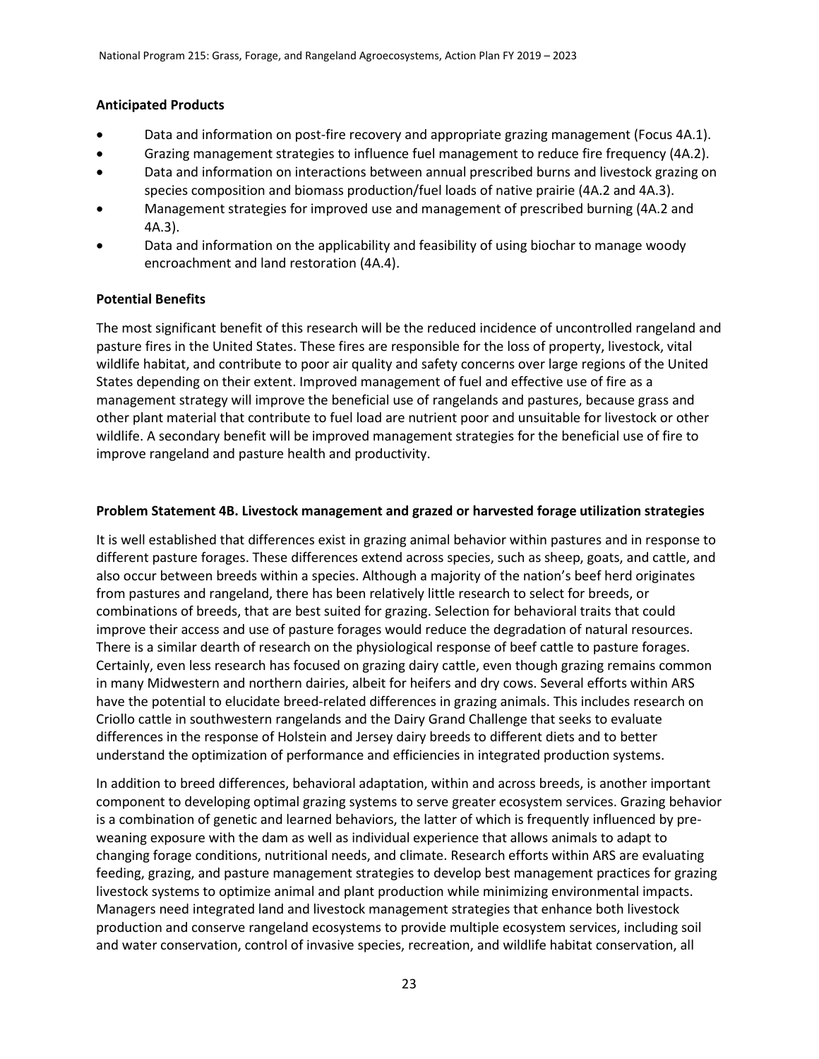### Anticipated Products

- Data and information on post-fire recovery and appropriate grazing management (Focus 4A.1).
- Grazing management strategies to influence fuel management to reduce fire frequency (4A.2).
- Data and information on interactions between annual prescribed burns and livestock grazing on species composition and biomass production/fuel loads of native prairie (4A.2 and 4A.3).
- Management strategies for improved use and management of prescribed burning (4A.2 and 4A.3).
- Data and information on the applicability and feasibility of using biochar to manage woody encroachment and land restoration (4A.4).

### Potential Benefits

The most significant benefit of this research will be the reduced incidence of uncontrolled rangeland and pasture fires in the United States. These fires are responsible for the loss of property, livestock, vital wildlife habitat, and contribute to poor air quality and safety concerns over large regions of the United States depending on their extent. Improved management of fuel and effective use of fire as a management strategy will improve the beneficial use of rangelands and pastures, because grass and other plant material that contribute to fuel load are nutrient poor and unsuitable for livestock or other wildlife. A secondary benefit will be improved management strategies for the beneficial use of fire to improve rangeland and pasture health and productivity.

### Problem Statement 4B. Livestock management and grazed or harvested forage utilization strategies

It is well established that differences exist in grazing animal behavior within pastures and in response to different pasture forages. These differences extend across species, such as sheep, goats, and cattle, and also occur between breeds within a species. Although a majority of the nation's beef herd originates from pastures and rangeland, there has been relatively little research to select for breeds, or combinations of breeds, that are best suited for grazing. Selection for behavioral traits that could improve their access and use of pasture forages would reduce the degradation of natural resources. There is a similar dearth of research on the physiological response of beef cattle to pasture forages. Certainly, even less research has focused on grazing dairy cattle, even though grazing remains common in many Midwestern and northern dairies, albeit for heifers and dry cows. Several efforts within ARS have the potential to elucidate breed-related differences in grazing animals. This includes research on Criollo cattle in southwestern rangelands and the Dairy Grand Challenge that seeks to evaluate differences in the response of Holstein and Jersey dairy breeds to different diets and to better understand the optimization of performance and efficiencies in integrated production systems.

In addition to breed differences, behavioral adaptation, within and across breeds, is another important component to developing optimal grazing systems to serve greater ecosystem services. Grazing behavior is a combination of genetic and learned behaviors, the latter of which is frequently influenced by pre-weaning exposure with the dam as well as individual experience that allows animals to adapt to changing forage conditions, nutritional needs, and climate. Research efforts within ARS are evaluating feeding, grazing, and pasture management strategies to develop best management practices for grazing livestock systems to optimize animal and plant production while minimizing environmental impacts. Managers need integrated land and livestock management strategies that enhance both livestock production and conserve rangeland ecosystems to provide multiple ecosystem services, including soil and water conservation, control of invasive species, recreation, and wildlife habitat conservation, all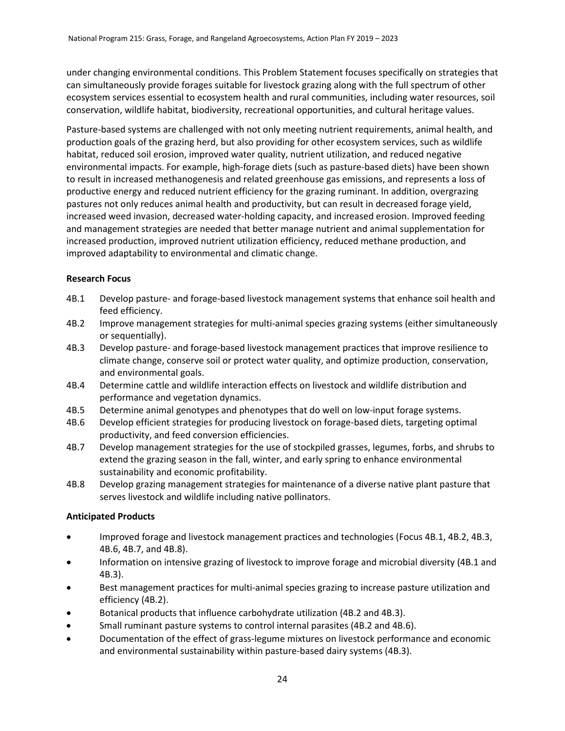under changing environmental conditions. This Problem Statement focuses specifically on strategies that can simultaneously provide forages suitable for livestock grazing along with the full spectrum of other ecosystem services essential to ecosystem health and rural communities, including water resources, soil conservation, wildlife habitat, biodiversity, recreational opportunities, and cultural heritage values.

Pasture-based systems are challenged with not only meeting nutrient requirements, animal health, and production goals of the grazing herd, but also providing for other ecosystem services, such as wildlife habitat, reduced soil erosion, improved water quality, nutrient utilization, and reduced negative environmental impacts. For example, high-forage diets (such as pasture-based diets) have been shown to result in increased methanogenesis and related greenhouse gas emissions, and represents a loss of productive energy and reduced nutrient efficiency for the grazing ruminant. In addition, overgrazing pastures not only reduces animal health and productivity, but can result in decreased forage yield, increased weed invasion, decreased water-holding capacity, and increased erosion. Improved feeding and management strategies are needed that better manage nutrient and animal supplementation for increased production, improved nutrient utilization efficiency, reduced methane production, and improved adaptability to environmental and climatic change.

**Research Focus**

- 4B.1 Develop pasture- and forage-based livestock management systems that enhance soil health and feed efficiency.
- 4B.2 Improve management strategies for multi-animal species grazing systems (either simultaneously or sequentially).
- 4B.3 Develop pasture- and forage-based livestock management practices that improve resilience to climate change, conserve soil or protect water quality, and optimize production, conservation, and environmental goals.
- 4B.4 Determine cattle and wildlife interaction effects on livestock and wildlife distribution and performance and vegetation dynamics.
- 4B.5 Determine animal genotypes and phenotypes that do well on low-input forage systems.
- 4B.6 Develop efficient strategies for producing livestock on forage-based diets, targeting optimal productivity, and feed conversion efficiencies.
- 4B.7 Develop management strategies for the use of stockpiled grasses, legumes, forbs, and shrubs to extend the grazing season in the fall, winter, and early spring to enhance environmental sustainability and economic profitability.
- 4B.8 Develop grazing management strategies for maintenance of a diverse native plant pasture that serves livestock and wildlife including native pollinators.

**Anticipated Products**

- Improved forage and livestock management practices and technologies (Focus 4B.1, 4B.2, 4B.3, 4B.6, 4B.7, and 4B.8).
- Information on intensive grazing of livestock to improve forage and microbial diversity (4B.1 and 4B.3).
- Best management practices for multi-animal species grazing to increase pasture utilization and efficiency (4B.2).
- Botanical products that influence carbohydrate utilization (4B.2 and 4B.3).
- Small ruminant pasture systems to control internal parasites (4B.2 and 4B.6).
- Documentation of the effect of grass-legume mixtures on livestock performance and economic and environmental sustainability within pasture-based dairy systems (4B.3).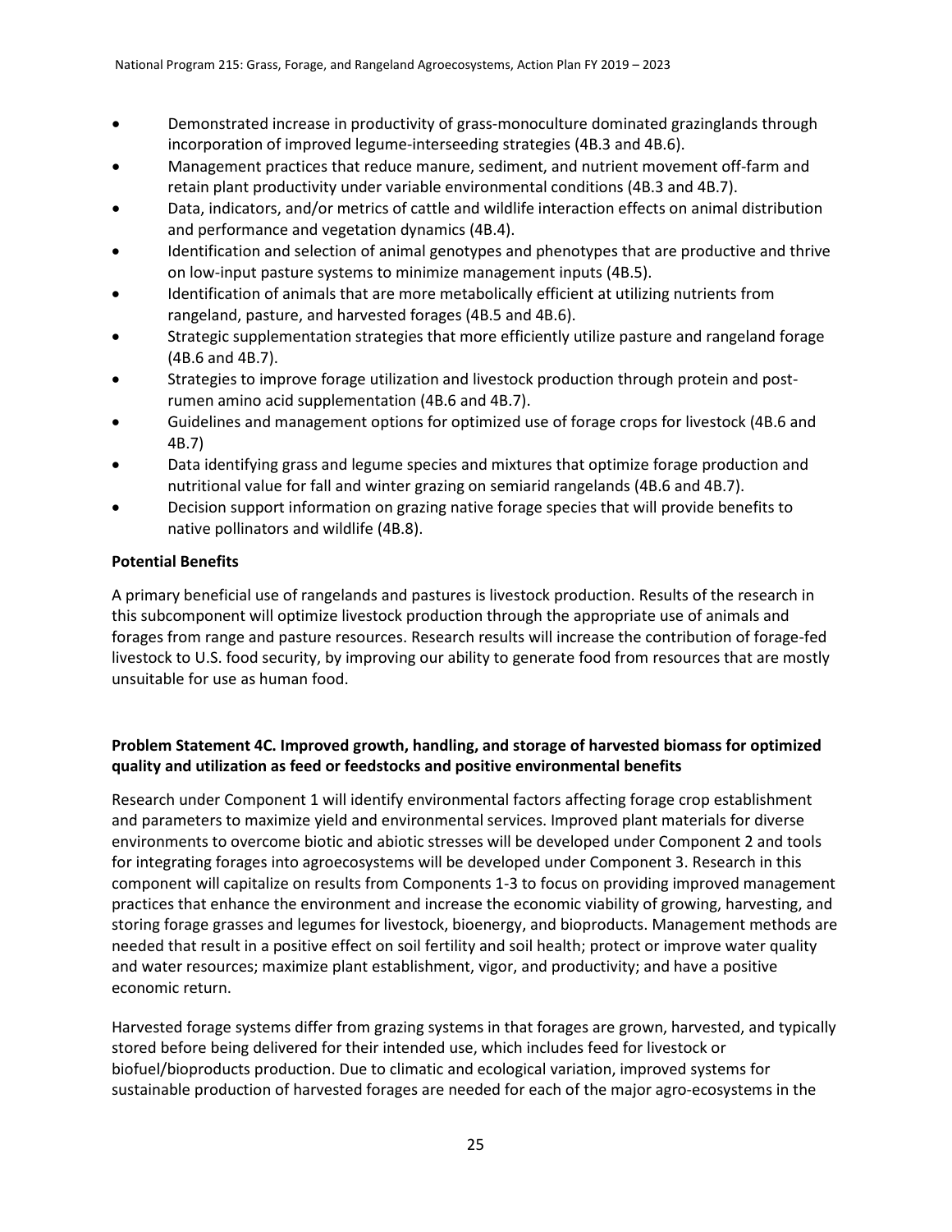- Demonstrated increase in productivity of grass-monoculture dominated grazinglands through incorporation of improved legume-interseeding strategies (4B.3 and 4B.6).
- Management practices that reduce manure, sediment, and nutrient movement off-farm and retain plant productivity under variable environmental conditions (4B.3 and 4B.7).
- Data, indicators, and/or metrics of cattle and wildlife interaction effects on animal distribution and performance and vegetation dynamics (4B.4).
- Identification and selection of animal genotypes and phenotypes that are productive and thrive on low-input pasture systems to minimize management inputs (4B.5).
- Identification of animals that are more metabolically efficient at utilizing nutrients from rangeland, pasture, and harvested forages (4B.5 and 4B.6).
- Strategic supplementation strategies that more efficiently utilize pasture and rangeland forage (4B.6 and 4B.7).
- Strategies to improve forage utilization and livestock production through protein and post-rumen amino acid supplementation (4B.6 and 4B.7).
- Guidelines and management options for optimized use of forage crops for livestock (4B.6 and 4B.7)
- Data identifying grass and legume species and mixtures that optimize forage production and nutritional value for fall and winter grazing on semiarid rangelands (4B.6 and 4B.7).
- Decision support information on grazing native forage species that will provide benefits to native pollinators and wildlife (4B.8).

**Potential Benefits**

A primary beneficial use of rangelands and pastures is livestock production. Results of the research in this subcomponent will optimize livestock production through the appropriate use of animals and forages from range and pasture resources. Research results will increase the contribution of forage-fed livestock to U.S. food security, by improving our ability to generate food from resources that are mostly unsuitable for use as human food.

**Problem Statement 4C. Improved growth, handling, and storage of harvested biomass for optimized quality and utilization as feed or feedstocks and positive environmental benefits**

Research under Component 1 will identify environmental factors affecting forage crop establishment and parameters to maximize yield and environmental services. Improved plant materials for diverse environments to overcome biotic and abiotic stresses will be developed under Component 2 and tools for integrating forages into agroecosystems will be developed under Component 3. Research in this component will capitalize on results from Components 1-3 to focus on providing improved management practices that enhance the environment and increase the economic viability of growing, harvesting, and storing forage grasses and legumes for livestock, bioenergy, and bioproducts. Management methods are needed that result in a positive effect on soil fertility and soil health; protect or improve water quality and water resources; maximize plant establishment, vigor, and productivity; and have a positive economic return.

Harvested forage systems differ from grazing systems in that forages are grown, harvested, and typically stored before being delivered for their intended use, which includes feed for livestock or biofuel/bioproducts production. Due to climatic and ecological variation, improved systems for sustainable production of harvested forages are needed for each of the major agro-ecosystems in the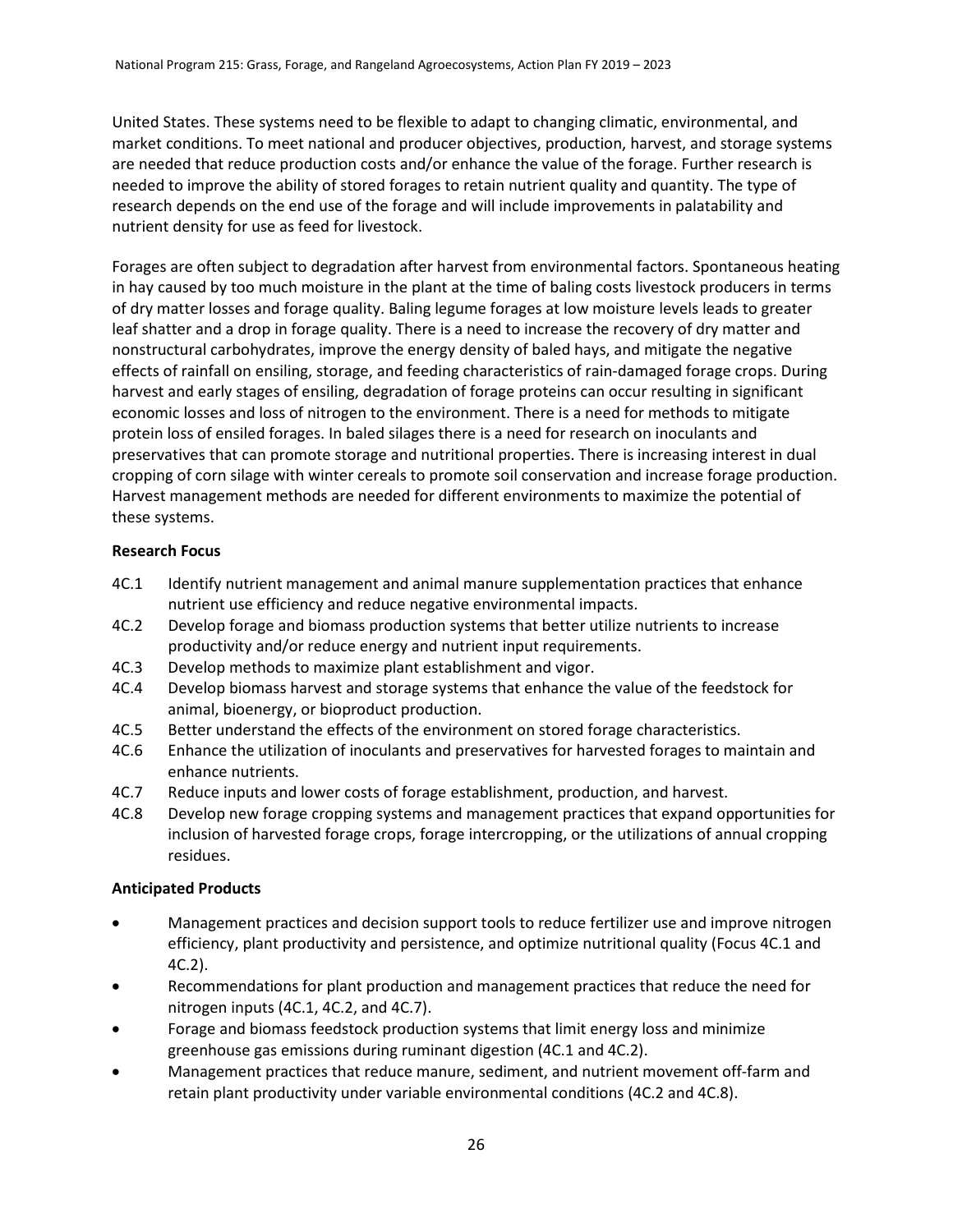United States. These systems need to be flexible to adapt to changing climatic, environmental, and market conditions. To meet national and producer objectives, production, harvest, and storage systems are needed that reduce production costs and/or enhance the value of the forage. Further research is needed to improve the ability of stored forages to retain nutrient quality and quantity. The type of research depends on the end use of the forage and will include improvements in palatability and nutrient density for use as feed for livestock.

Forages are often subject to degradation after harvest from environmental factors. Spontaneous heating in hay caused by too much moisture in the plant at the time of baling costs livestock producers in terms of dry matter losses and forage quality. Baling legume forages at low moisture levels leads to greater leaf shatter and a drop in forage quality. There is a need to increase the recovery of dry matter and nonstructural carbohydrates, improve the energy density of baled hays, and mitigate the negative effects of rainfall on ensiling, storage, and feeding characteristics of rain-damaged forage crops. During harvest and early stages of ensiling, degradation of forage proteins can occur resulting in significant economic losses and loss of nitrogen to the environment. There is a need for methods to mitigate protein loss of ensiled forages. In baled silages there is a need for research on inoculants and preservatives that can promote storage and nutritional properties. There is increasing interest in dual cropping of corn silage with winter cereals to promote soil conservation and increase forage production. Harvest management methods are needed for different environments to maximize the potential of these systems.

**Research Focus**

- 4C.1 Identify nutrient management and animal manure supplementation practices that enhance nutrient use efficiency and reduce negative environmental impacts.
- 4C.2 Develop forage and biomass production systems that better utilize nutrients to increase productivity and/or reduce energy and nutrient input requirements.
- 4C.3 Develop methods to maximize plant establishment and vigor.
- 4C.4 Develop biomass harvest and storage systems that enhance the value of the feedstock for animal, bioenergy, or bioproduct production.
- 4C.5 Better understand the effects of the environment on stored forage characteristics.
- 4C.6 Enhance the utilization of inoculants and preservatives for harvested forages to maintain and enhance nutrients.
- 4C.7 Reduce inputs and lower costs of forage establishment, production, and harvest.
- 4C.8 Develop new forage cropping systems and management practices that expand opportunities for inclusion of harvested forage crops, forage intercropping, or the utilizations of annual cropping residues.

**Anticipated Products**

- Management practices and decision support tools to reduce fertilizer use and improve nitrogen efficiency, plant productivity and persistence, and optimize nutritional quality (Focus 4C.1 and 4C.2).
- Recommendations for plant production and management practices that reduce the need for nitrogen inputs (4C.1, 4C.2, and 4C.7).
- Forage and biomass feedstock production systems that limit energy loss and minimize greenhouse gas emissions during ruminant digestion (4C.1 and 4C.2).
- Management practices that reduce manure, sediment, and nutrient movement off-farm and retain plant productivity under variable environmental conditions (4C.2 and 4C.8).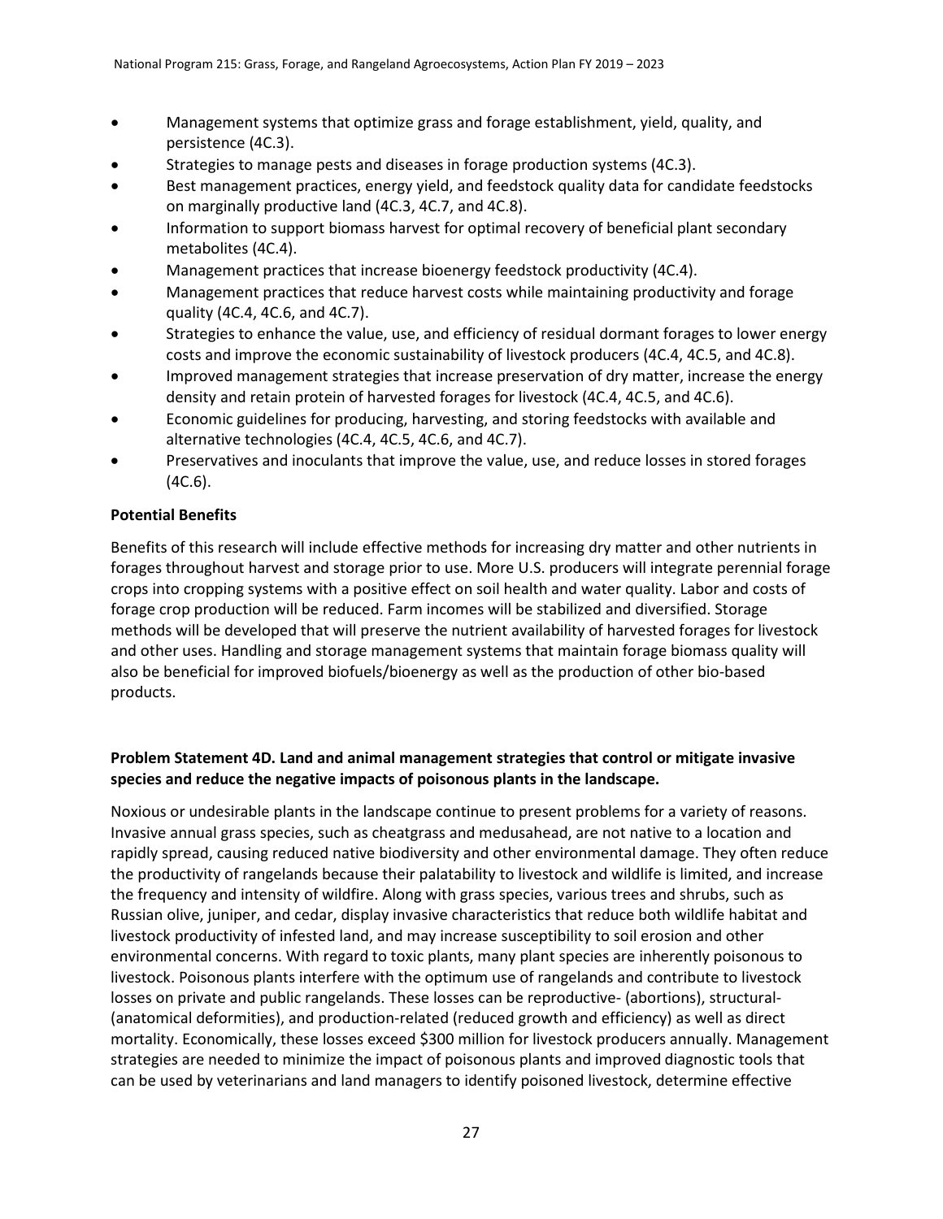- Management systems that optimize grass and forage establishment, yield, quality, and persistence (4C.3).
- Strategies to manage pests and diseases in forage production systems (4C.3).
- Best management practices, energy yield, and feedstock quality data for candidate feedstocks on marginally productive land (4C.3, 4C.7, and 4C.8).
- Information to support biomass harvest for optimal recovery of beneficial plant secondary metabolites (4C.4).
- Management practices that increase bioenergy feedstock productivity (4C.4).
- Management practices that reduce harvest costs while maintaining productivity and forage quality (4C.4, 4C.6, and 4C.7).
- Strategies to enhance the value, use, and efficiency of residual dormant forages to lower energy costs and improve the economic sustainability of livestock producers (4C.4, 4C.5, and 4C.8).
- Improved management strategies that increase preservation of dry matter, increase the energy density and retain protein of harvested forages for livestock (4C.4, 4C.5, and 4C.6).
- Economic guidelines for producing, harvesting, and storing feedstocks with available and alternative technologies (4C.4, 4C.5, 4C.6, and 4C.7).
- Preservatives and inoculants that improve the value, use, and reduce losses in stored forages (4C.6).

**Potential Benefits**

Benefits of this research will include effective methods for increasing dry matter and other nutrients in forages throughout harvest and storage prior to use. More U.S. producers will integrate perennial forage crops into cropping systems with a positive effect on soil health and water quality. Labor and costs of forage crop production will be reduced. Farm incomes will be stabilized and diversified. Storage methods will be developed that will preserve the nutrient availability of harvested forages for livestock and other uses. Handling and storage management systems that maintain forage biomass quality will also be beneficial for improved biofuels/bioenergy as well as the production of other bio-based products.

**Problem Statement 4D. Land and animal management strategies that control or mitigate invasive species and reduce the negative impacts of poisonous plants in the landscape.**

Noxious or undesirable plants in the landscape continue to present problems for a variety of reasons. Invasive annual grass species, such as cheatgrass and medusahead, are not native to a location and rapidly spread, causing reduced native biodiversity and other environmental damage. They often reduce the productivity of rangelands because their palatability to livestock and wildlife is limited, and increase the frequency and intensity of wildfire. Along with grass species, various trees and shrubs, such as Russian olive, juniper, and cedar, display invasive characteristics that reduce both wildlife habitat and livestock productivity of infested land, and may increase susceptibility to soil erosion and other environmental concerns. With regard to toxic plants, many plant species are inherently poisonous to livestock. Poisonous plants interfere with the optimum use of rangelands and contribute to livestock losses on private and public rangelands. These losses can be reproductive- (abortions), structural- (anatomical deformities), and production-related (reduced growth and efficiency) as well as direct mortality. Economically, these losses exceed $300 million for livestock producers annually. Management strategies are needed to minimize the impact of poisonous plants and improved diagnostic tools that can be used by veterinarians and land managers to identify poisoned livestock, determine effective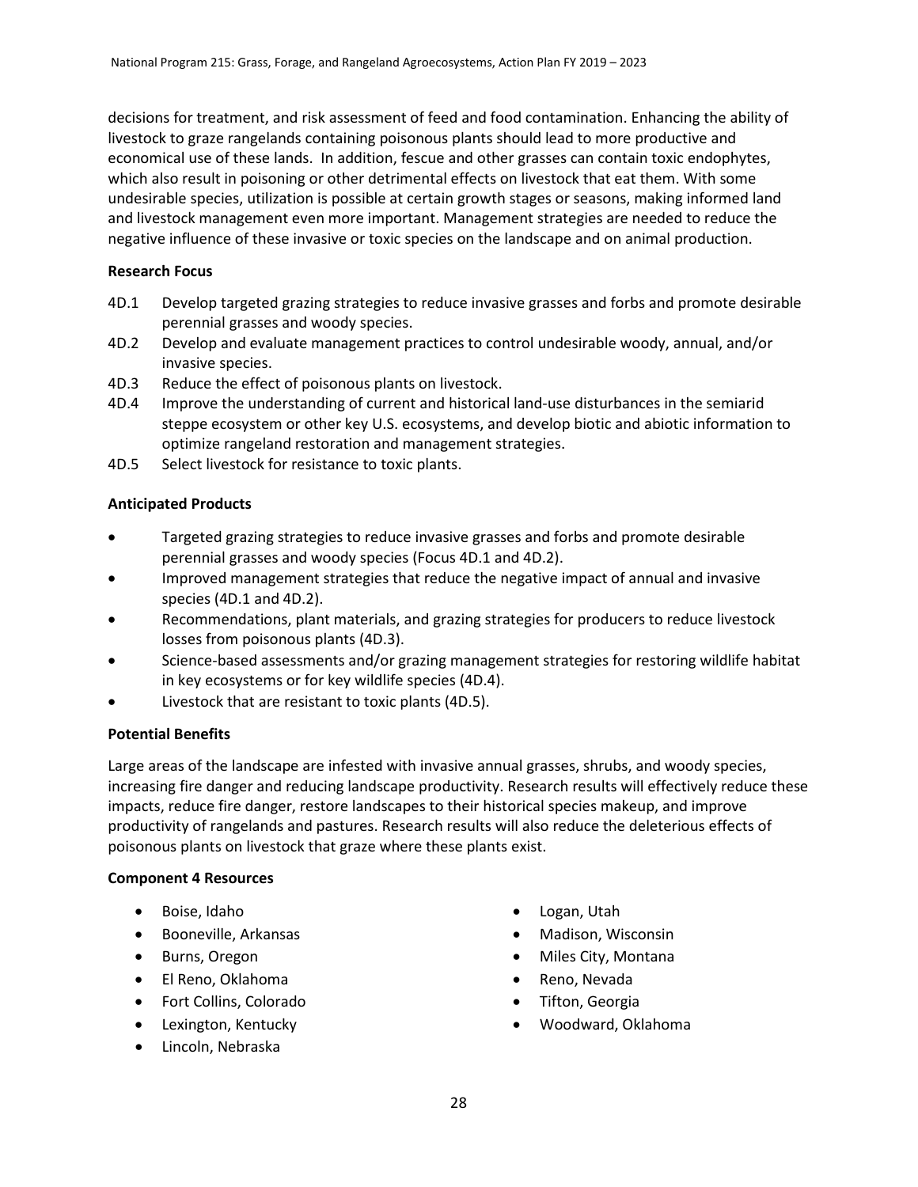decisions for treatment, and risk assessment of feed and food contamination. Enhancing the ability of livestock to graze rangelands containing poisonous plants should lead to more productive and economical use of these lands. In addition, fescue and other grasses can contain toxic endophytes, which also result in poisoning or other detrimental effects on livestock that eat them. With some undesirable species, utilization is possible at certain growth stages or seasons, making informed land and livestock management even more important. Management strategies are needed to reduce the negative influence of these invasive or toxic species on the landscape and on animal production.

**Research Focus**

4D.1 Develop targeted grazing strategies to reduce invasive grasses and forbs and promote desirable perennial grasses and woody species.

4D.2 Develop and evaluate management practices to control undesirable woody, annual, and/or invasive species.

4D.3 Reduce the effect of poisonous plants on livestock.

4D.4 Improve the understanding of current and historical land-use disturbances in the semiarid steppe ecosystem or other key U.S. ecosystems, and develop biotic and abiotic information to optimize rangeland restoration and management strategies.

4D.5 Select livestock for resistance to toxic plants.

**Anticipated Products**

- Targeted grazing strategies to reduce invasive grasses and forbs and promote desirable perennial grasses and woody species (Focus 4D.1 and 4D.2).
- Improved management strategies that reduce the negative impact of annual and invasive species (4D.1 and 4D.2).
- Recommendations, plant materials, and grazing strategies for producers to reduce livestock losses from poisonous plants (4D.3).
- Science-based assessments and/or grazing management strategies for restoring wildlife habitat in key ecosystems or for key wildlife species (4D.4).
- Livestock that are resistant to toxic plants (4D.5).

**Potential Benefits**

Large areas of the landscape are infested with invasive annual grasses, shrubs, and woody species, increasing fire danger and reducing landscape productivity. Research results will effectively reduce these impacts, reduce fire danger, restore landscapes to their historical species makeup, and improve productivity of rangelands and pastures. Research results will also reduce the deleterious effects of poisonous plants on livestock that graze where these plants exist.

**Component 4 Resources**

- Boise, Idaho
- Booneville, Arkansas
- Burns, Oregon
- El Reno, Oklahoma
- Fort Collins, Colorado
- Lexington, Kentucky
- Lincoln, Nebraska
- Logan, Utah
- Madison, Wisconsin
- Miles City, Montana
- Reno, Nevada
- Tifton, Georgia
- Woodward, Oklahoma